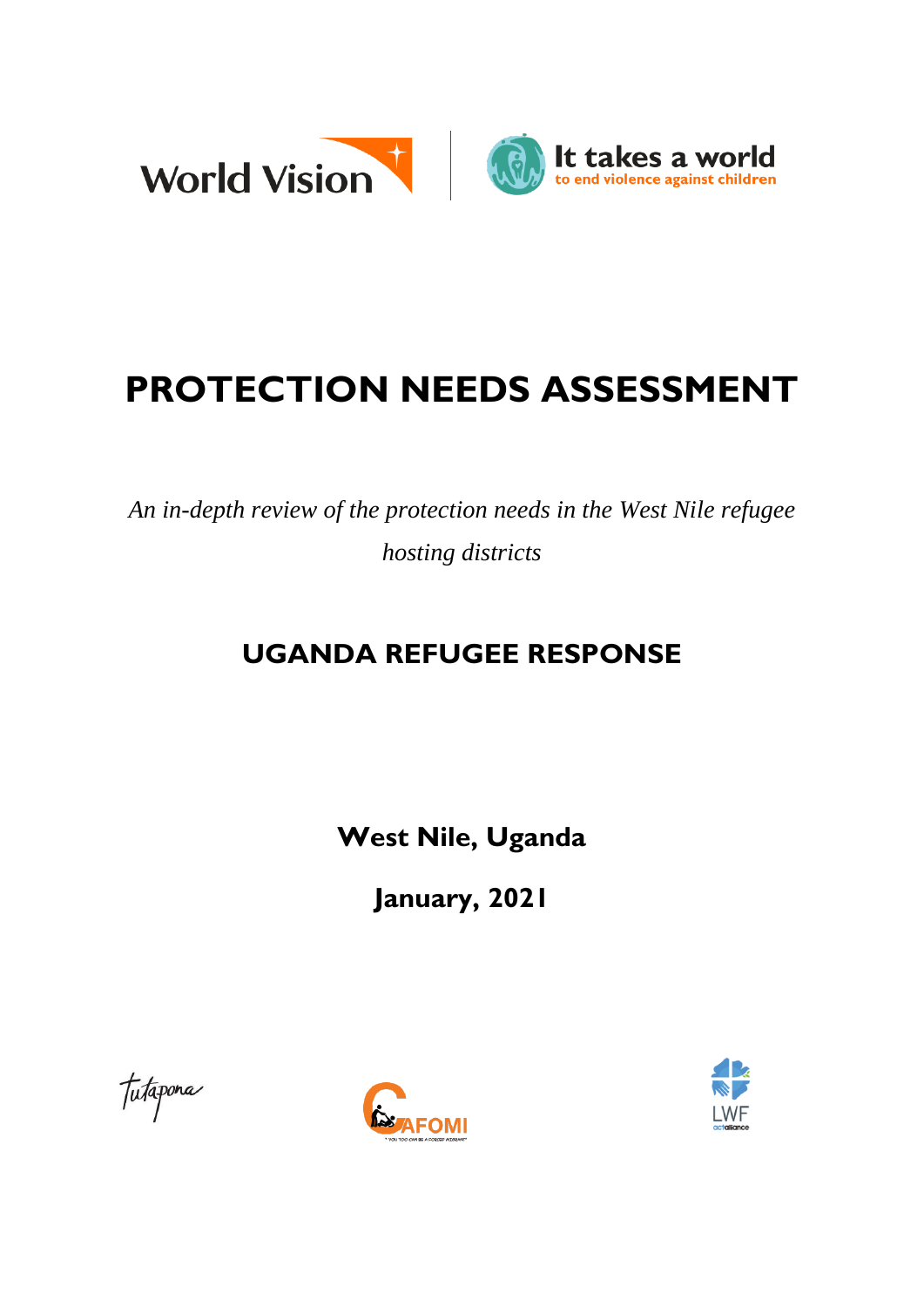World Vision | It takes a world to end violence against children

# PROTECTION NEEDS ASSESSMENT

*An in-depth review of the protection needs in the West Nile refugee hosting districts*

## UGANDA REFUGEE RESPONSE

**West Nile, Uganda**

**January, 2021**

Tutapona | CAFOMI | LWF actalliance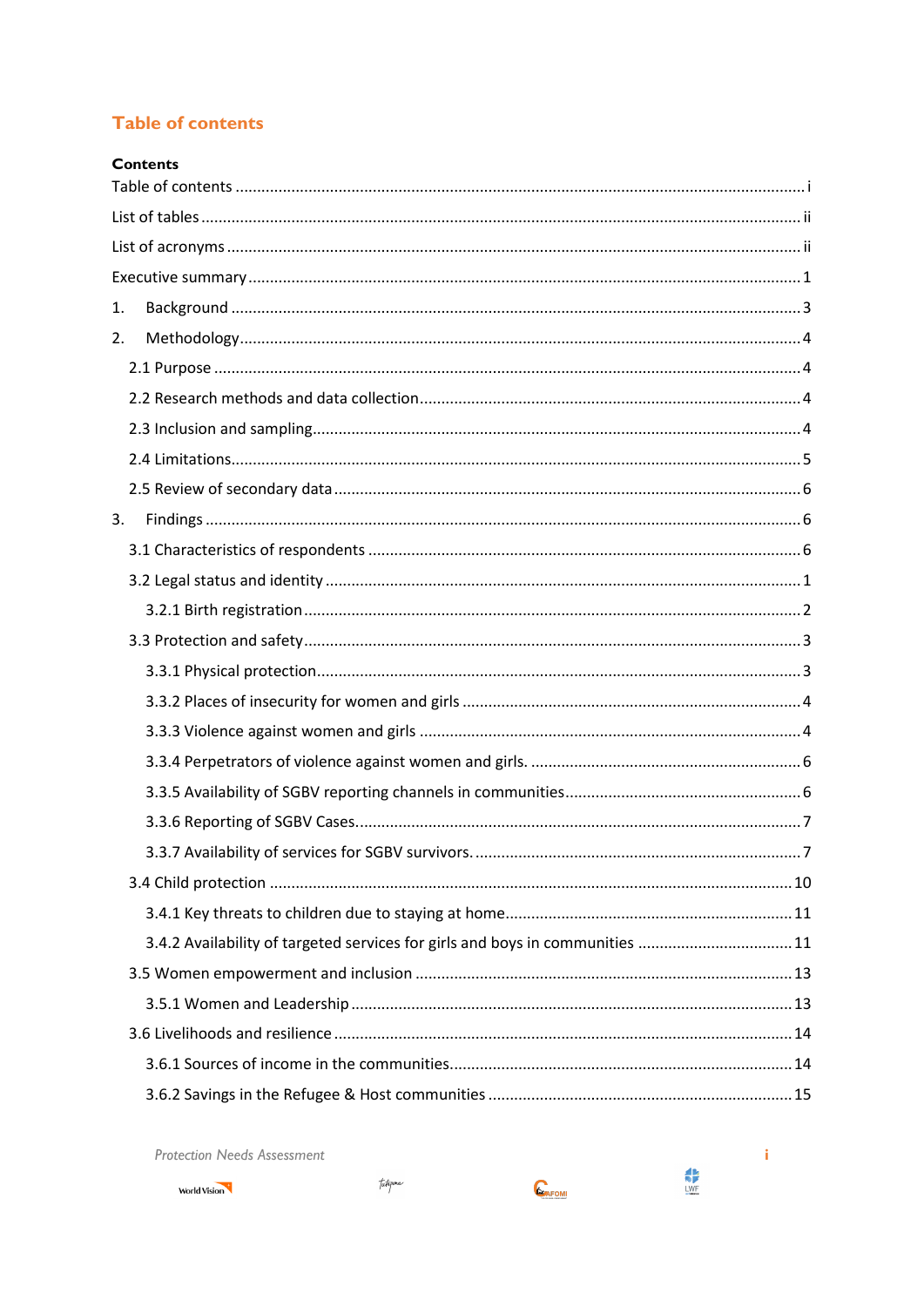# Table of contents

**Contents**

Table of contents ........................................................................................................................ i

List of tables ................................................................................................................................ ii

List of acronyms .......................................................................................................................... ii

Executive summary ...................................................................................................................... 1

1. Background ............................................................................................................................. 3

2. Methodology ............................................................................................................................ 4

- 2.1 Purpose ............................................................................................................................ 4
- 2.2 Research methods and data collection .............................................................................. 4
- 2.3 Inclusion and sampling ...................................................................................................... 4
- 2.4 Limitations ......................................................................................................................... 5
- 2.5 Review of secondary data .................................................................................................. 6

3. Findings ................................................................................................................................... 6

- 3.1 Characteristics of respondents .......................................................................................... 6
- 3.2 Legal status and identity .................................................................................................... 1
  - 3.2.1 Birth registration .......................................................................................................... 2
- 3.3 Protection and safety ......................................................................................................... 3
  - 3.3.1 Physical protection ....................................................................................................... 3
  - 3.3.2 Places of insecurity for women and girls ..................................................................... 4
  - 3.3.3 Violence against women and girls ............................................................................... 4
  - 3.3.4 Perpetrators of violence against women and girls. ..................................................... 6
  - 3.3.5 Availability of SGBV reporting channels in communities .............................................. 6
  - 3.3.6 Reporting of SGBV Cases. ............................................................................................ 7
  - 3.3.7 Availability of services for SGBV survivors. .................................................................. 7
- 3.4 Child protection ............................................................................................................... 10
  - 3.4.1 Key threats to children due to staying at home .......................................................... 11
  - 3.4.2 Availability of targeted services for girls and boys in communities ............................ 11
- 3.5 Women empowerment and inclusion ............................................................................... 13
  - 3.5.1 Women and Leadership ............................................................................................... 13
- 3.6 Livelihoods and resilience ................................................................................................. 14
  - 3.6.1 Sources of income in the communities ....................................................................... 14
  - 3.6.2 Savings in the Refugee & Host communities ............................................................... 15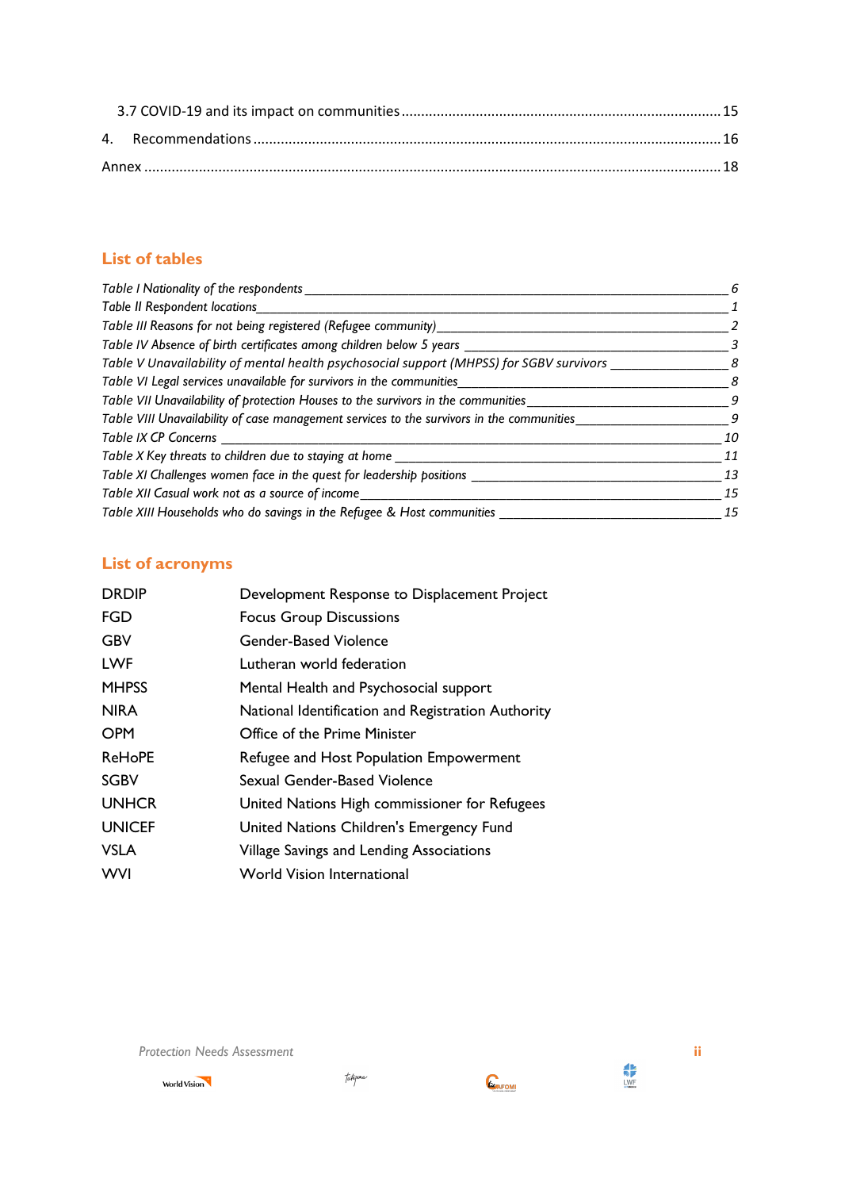3.7 COVID-19 and its impact on communities ........................................................................ 15

4. Recommendations ........................................................................................................ 16

Annex ................................................................................................................................ 18

## List of tables

*Table I Nationality of the respondents* ______________________________________ *6*
*Table II Respondent locations* ______________________________________________ *1*
*Table III Reasons for not being registered (Refugee community)* _________________ *2*
*Table IV Absence of birth certificates among children below 5 years* ______________ *3*
*Table V Unavailability of mental health psychosocial support (MHPSS) for SGBV survivors* ________ *8*
*Table VI Legal services unavailable for survivors in the communities* ______________ *8*
*Table VII Unavailability of protection Houses to the survivors in the communities* ____ *9*
*Table VIII Unavailability of case management services to the survivors in the communities* ____ *9*
*Table IX CP Concerns* ___________________________________________________ *10*
*Table X Key threats to children due to staying at home* ________________________ *11*
*Table XI Challenges women face in the quest for leadership positions* ____________ *13*
*Table XII Casual work not as a source of income* _____________________________ *15*
*Table XIII Households who do savings in the Refugee & Host communities* ________ *15*

## List of acronyms

| | |
|---|---|
| DRDIP | Development Response to Displacement Project |
| FGD | Focus Group Discussions |
| GBV | Gender-Based Violence |
| LWF | Lutheran world federation |
| MHPSS | Mental Health and Psychosocial support |
| NIRA | National Identification and Registration Authority |
| OPM | Office of the Prime Minister |
| ReHoPE | Refugee and Host Population Empowerment |
| SGBV | Sexual Gender-Based Violence |
| UNHCR | United Nations High commissioner for Refugees |
| UNICEF | United Nations Children's Emergency Fund |
| VSLA | Village Savings and Lending Associations |
| WVI | World Vision International |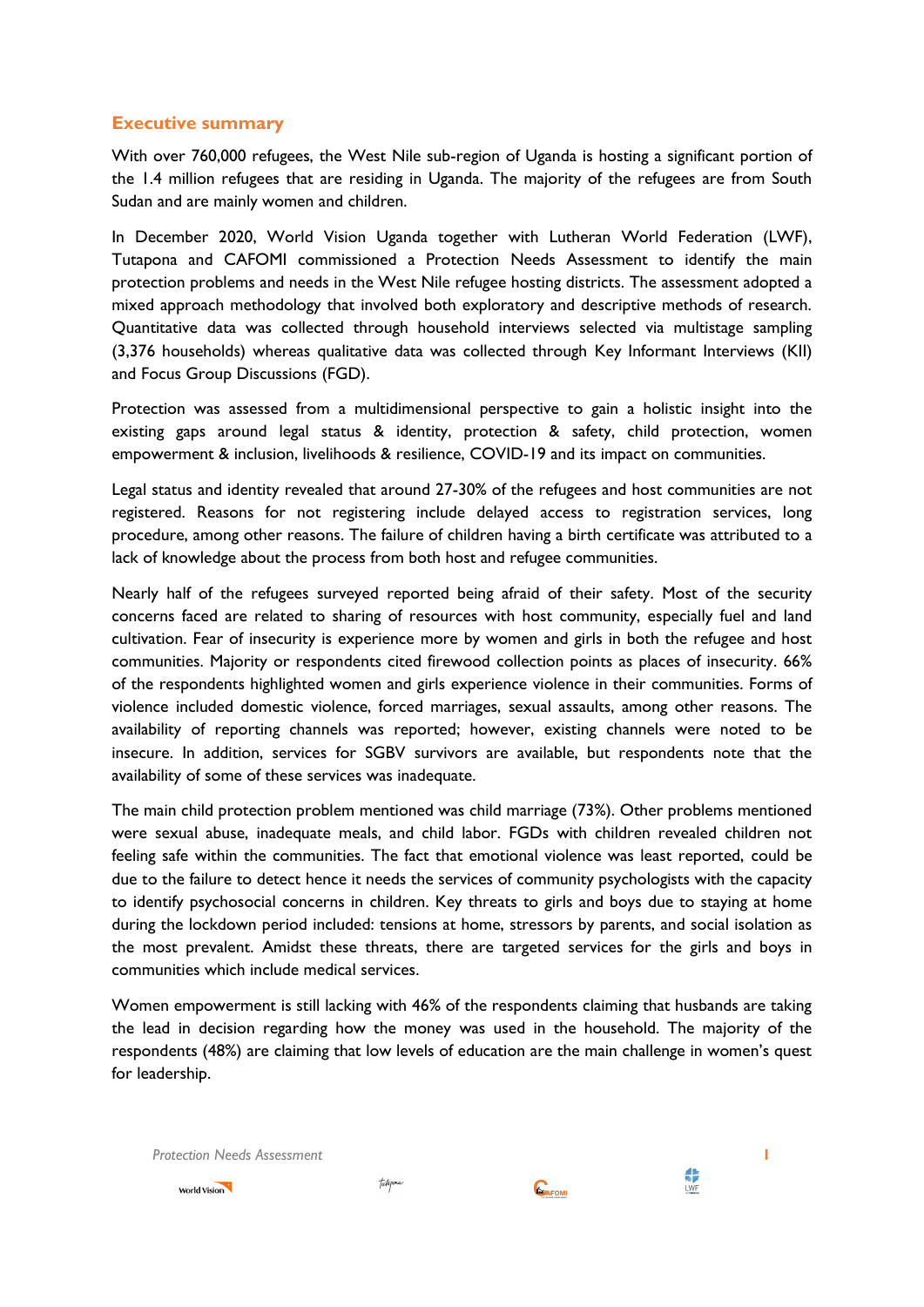## Executive summary

With over 760,000 refugees, the West Nile sub-region of Uganda is hosting a significant portion of the 1.4 million refugees that are residing in Uganda. The majority of the refugees are from South Sudan and are mainly women and children.

In December 2020, World Vision Uganda together with Lutheran World Federation (LWF), Tutapona and CAFOMI commissioned a Protection Needs Assessment to identify the main protection problems and needs in the West Nile refugee hosting districts. The assessment adopted a mixed approach methodology that involved both exploratory and descriptive methods of research. Quantitative data was collected through household interviews selected via multistage sampling (3,376 households) whereas qualitative data was collected through Key Informant Interviews (KII) and Focus Group Discussions (FGD).

Protection was assessed from a multidimensional perspective to gain a holistic insight into the existing gaps around legal status & identity, protection & safety, child protection, women empowerment & inclusion, livelihoods & resilience, COVID-19 and its impact on communities.

Legal status and identity revealed that around 27-30% of the refugees and host communities are not registered. Reasons for not registering include delayed access to registration services, long procedure, among other reasons. The failure of children having a birth certificate was attributed to a lack of knowledge about the process from both host and refugee communities.

Nearly half of the refugees surveyed reported being afraid of their safety. Most of the security concerns faced are related to sharing of resources with host community, especially fuel and land cultivation. Fear of insecurity is experience more by women and girls in both the refugee and host communities. Majority or respondents cited firewood collection points as places of insecurity. 66% of the respondents highlighted women and girls experience violence in their communities. Forms of violence included domestic violence, forced marriages, sexual assaults, among other reasons. The availability of reporting channels was reported; however, existing channels were noted to be insecure. In addition, services for SGBV survivors are available, but respondents note that the availability of some of these services was inadequate.

The main child protection problem mentioned was child marriage (73%). Other problems mentioned were sexual abuse, inadequate meals, and child labor. FGDs with children revealed children not feeling safe within the communities. The fact that emotional violence was least reported, could be due to the failure to detect hence it needs the services of community psychologists with the capacity to identify psychosocial concerns in children. Key threats to girls and boys due to staying at home during the lockdown period included: tensions at home, stressors by parents, and social isolation as the most prevalent. Amidst these threats, there are targeted services for the girls and boys in communities which include medical services.

Women empowerment is still lacking with 46% of the respondents claiming that husbands are taking the lead in decision regarding how the money was used in the household. The majority of the respondents (48%) are claiming that low levels of education are the main challenge in women's quest for leadership.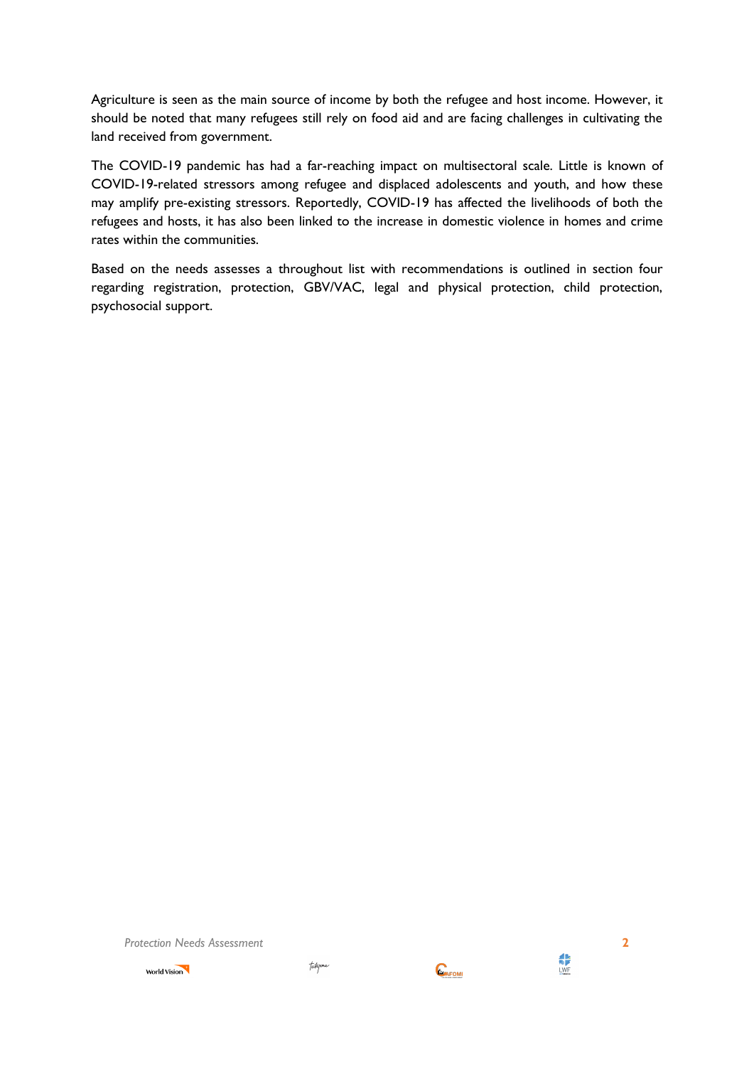Agriculture is seen as the main source of income by both the refugee and host income. However, it should be noted that many refugees still rely on food aid and are facing challenges in cultivating the land received from government.

The COVID-19 pandemic has had a far-reaching impact on multisectoral scale. Little is known of COVID-19-related stressors among refugee and displaced adolescents and youth, and how these may amplify pre-existing stressors. Reportedly, COVID-19 has affected the livelihoods of both the refugees and hosts, it has also been linked to the increase in domestic violence in homes and crime rates within the communities.

Based on the needs assesses a throughout list with recommendations is outlined in section four regarding registration, protection, GBV/VAC, legal and physical protection, child protection, psychosocial support.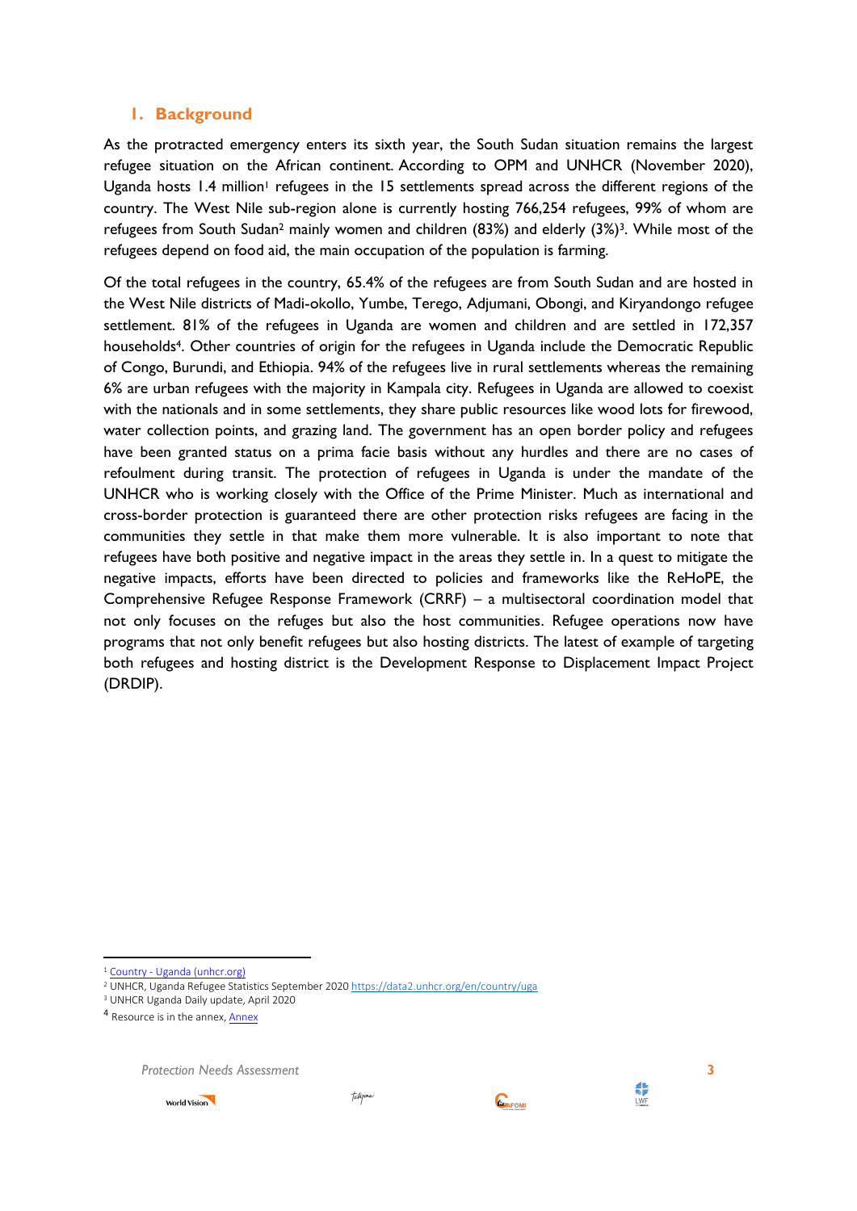## 1. Background

As the protracted emergency enters its sixth year, the South Sudan situation remains the largest refugee situation on the African continent. According to OPM and UNHCR (November 2020), Uganda hosts 1.4 million[1] refugees in the 15 settlements spread across the different regions of the country. The West Nile sub-region alone is currently hosting 766,254 refugees, 99% of whom are refugees from South Sudan[2] mainly women and children (83%) and elderly (3%)[3]. While most of the refugees depend on food aid, the main occupation of the population is farming.

Of the total refugees in the country, 65.4% of the refugees are from South Sudan and are hosted in the West Nile districts of Madi-okollo, Yumbe, Terego, Adjumani, Obongi, and Kiryandongo refugee settlement. 81% of the refugees in Uganda are women and children and are settled in 172,357 households[4]. Other countries of origin for the refugees in Uganda include the Democratic Republic of Congo, Burundi, and Ethiopia. 94% of the refugees live in rural settlements whereas the remaining 6% are urban refugees with the majority in Kampala city. Refugees in Uganda are allowed to coexist with the nationals and in some settlements, they share public resources like wood lots for firewood, water collection points, and grazing land. The government has an open border policy and refugees have been granted status on a prima facie basis without any hurdles and there are no cases of refoulment during transit. The protection of refugees in Uganda is under the mandate of the UNHCR who is working closely with the Office of the Prime Minister. Much as international and cross-border protection is guaranteed there are other protection risks refugees are facing in the communities they settle in that make them more vulnerable. It is also important to note that refugees have both positive and negative impact in the areas they settle in. In a quest to mitigate the negative impacts, efforts have been directed to policies and frameworks like the ReHoPE, the Comprehensive Refugee Response Framework (CRRF) – a multisectoral coordination model that not only focuses on the refuges but also the host communities. Refugee operations now have programs that not only benefit refugees but also hosting districts. The latest of example of targeting both refugees and hosting district is the Development Response to Displacement Impact Project (DRDIP).

---

[1] Country - Uganda (unhcr.org)

[2] UNHCR, Uganda Refugee Statistics September 2020 https://data2.unhcr.org/en/country/uga

[3] UNHCR Uganda Daily update, April 2020

[4] Resource is in the annex, Annex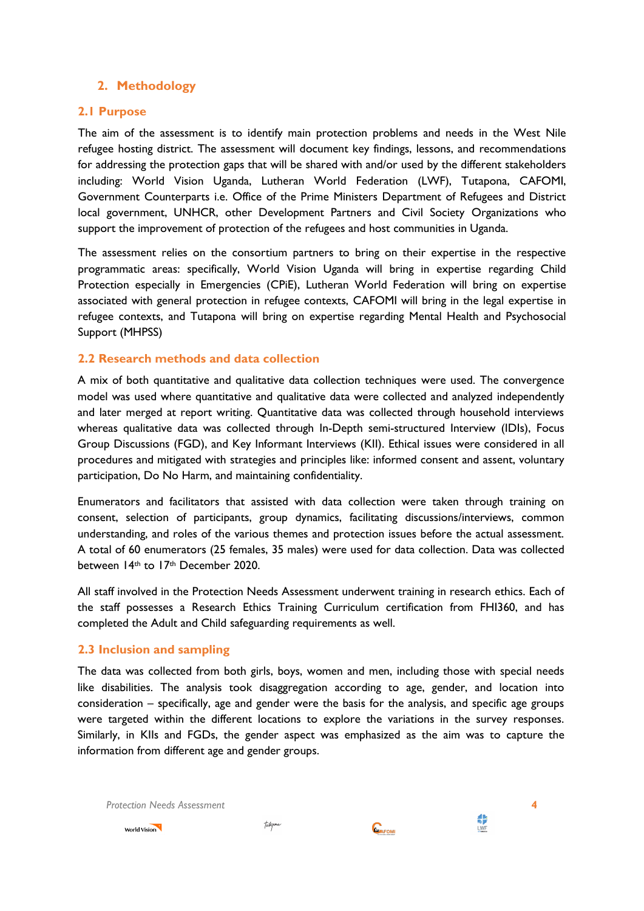## 2. Methodology

### 2.1 Purpose

The aim of the assessment is to identify main protection problems and needs in the West Nile refugee hosting district. The assessment will document key findings, lessons, and recommendations for addressing the protection gaps that will be shared with and/or used by the different stakeholders including: World Vision Uganda, Lutheran World Federation (LWF), Tutapona, CAFOMI, Government Counterparts i.e. Office of the Prime Ministers Department of Refugees and District local government, UNHCR, other Development Partners and Civil Society Organizations who support the improvement of protection of the refugees and host communities in Uganda.

The assessment relies on the consortium partners to bring on their expertise in the respective programmatic areas: specifically, World Vision Uganda will bring in expertise regarding Child Protection especially in Emergencies (CPiE), Lutheran World Federation will bring on expertise associated with general protection in refugee contexts, CAFOMI will bring in the legal expertise in refugee contexts, and Tutapona will bring on expertise regarding Mental Health and Psychosocial Support (MHPSS)

### 2.2 Research methods and data collection

A mix of both quantitative and qualitative data collection techniques were used. The convergence model was used where quantitative and qualitative data were collected and analyzed independently and later merged at report writing. Quantitative data was collected through household interviews whereas qualitative data was collected through In-Depth semi-structured Interview (IDIs), Focus Group Discussions (FGD), and Key Informant Interviews (KII). Ethical issues were considered in all procedures and mitigated with strategies and principles like: informed consent and assent, voluntary participation, Do No Harm, and maintaining confidentiality.

Enumerators and facilitators that assisted with data collection were taken through training on consent, selection of participants, group dynamics, facilitating discussions/interviews, common understanding, and roles of the various themes and protection issues before the actual assessment. A total of 60 enumerators (25 females, 35 males) were used for data collection. Data was collected between 14th to 17th December 2020.

All staff involved in the Protection Needs Assessment underwent training in research ethics. Each of the staff possesses a Research Ethics Training Curriculum certification from FHI360, and has completed the Adult and Child safeguarding requirements as well.

### 2.3 Inclusion and sampling

The data was collected from both girls, boys, women and men, including those with special needs like disabilities. The analysis took disaggregation according to age, gender, and location into consideration – specifically, age and gender were the basis for the analysis, and specific age groups were targeted within the different locations to explore the variations in the survey responses. Similarly, in KIIs and FGDs, the gender aspect was emphasized as the aim was to capture the information from different age and gender groups.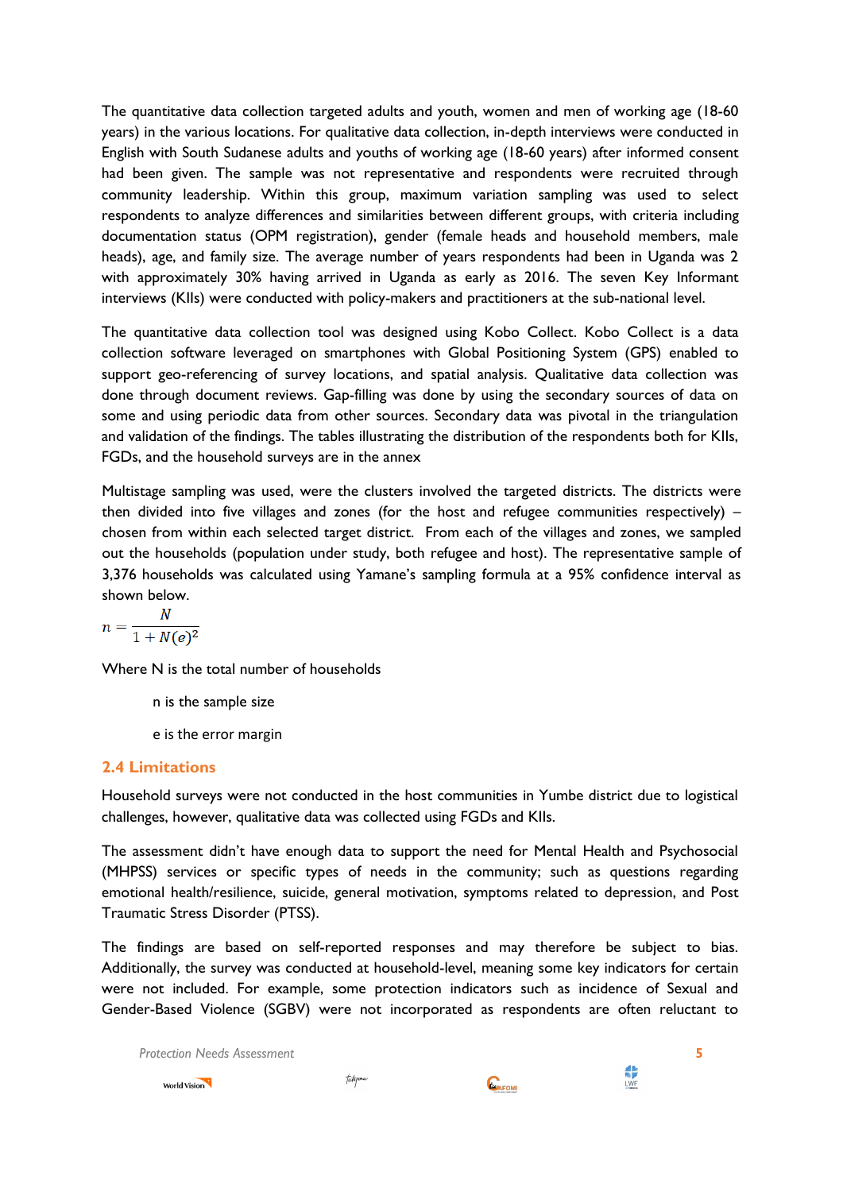The quantitative data collection targeted adults and youth, women and men of working age (18-60 years) in the various locations. For qualitative data collection, in-depth interviews were conducted in English with South Sudanese adults and youths of working age (18-60 years) after informed consent had been given. The sample was not representative and respondents were recruited through community leadership. Within this group, maximum variation sampling was used to select respondents to analyze differences and similarities between different groups, with criteria including documentation status (OPM registration), gender (female heads and household members, male heads), age, and family size. The average number of years respondents had been in Uganda was 2 with approximately 30% having arrived in Uganda as early as 2016. The seven Key Informant interviews (KIIs) were conducted with policy-makers and practitioners at the sub-national level.

The quantitative data collection tool was designed using Kobo Collect. Kobo Collect is a data collection software leveraged on smartphones with Global Positioning System (GPS) enabled to support geo-referencing of survey locations, and spatial analysis. Qualitative data collection was done through document reviews. Gap-filling was done by using the secondary sources of data on some and using periodic data from other sources. Secondary data was pivotal in the triangulation and validation of the findings. The tables illustrating the distribution of the respondents both for KIIs, FGDs, and the household surveys are in the annex

Multistage sampling was used, were the clusters involved the targeted districts. The districts were then divided into five villages and zones (for the host and refugee communities respectively) – chosen from within each selected target district. From each of the villages and zones, we sampled out the households (population under study, both refugee and host). The representative sample of 3,376 households was calculated using Yamane's sampling formula at a 95% confidence interval as shown below.

$$n = \frac{N}{1 + N(e)^2}$$

Where N is the total number of households

n is the sample size

e is the error margin

## 2.4 Limitations

Household surveys were not conducted in the host communities in Yumbe district due to logistical challenges, however, qualitative data was collected using FGDs and KIIs.

The assessment didn't have enough data to support the need for Mental Health and Psychosocial (MHPSS) services or specific types of needs in the community; such as questions regarding emotional health/resilience, suicide, general motivation, symptoms related to depression, and Post Traumatic Stress Disorder (PTSS).

The findings are based on self-reported responses and may therefore be subject to bias. Additionally, the survey was conducted at household-level, meaning some key indicators for certain were not included. For example, some protection indicators such as incidence of Sexual and Gender-Based Violence (SGBV) were not incorporated as respondents are often reluctant to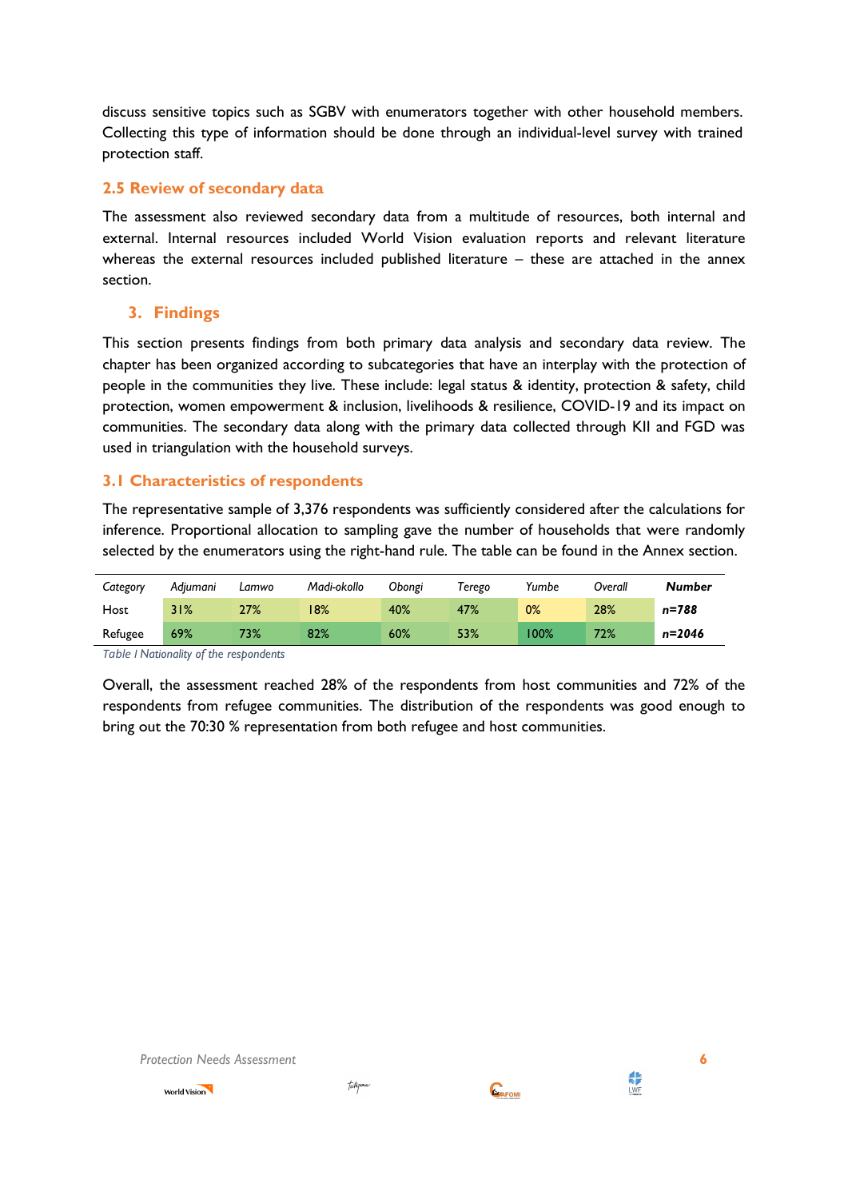discuss sensitive topics such as SGBV with enumerators together with other household members. Collecting this type of information should be done through an individual-level survey with trained protection staff.

### 2.5 Review of secondary data

The assessment also reviewed secondary data from a multitude of resources, both internal and external. Internal resources included World Vision evaluation reports and relevant literature whereas the external resources included published literature – these are attached in the annex section.

## 3. Findings

This section presents findings from both primary data analysis and secondary data review. The chapter has been organized according to subcategories that have an interplay with the protection of people in the communities they live. These include: legal status & identity, protection & safety, child protection, women empowerment & inclusion, livelihoods & resilience, COVID-19 and its impact on communities. The secondary data along with the primary data collected through KII and FGD was used in triangulation with the household surveys.

### 3.1 Characteristics of respondents

The representative sample of 3,376 respondents was sufficiently considered after the calculations for inference. Proportional allocation to sampling gave the number of households that were randomly selected by the enumerators using the right-hand rule. The table can be found in the Annex section.

| *Category* | *Adjumani* | *Lamwo* | *Madi-okollo* | *Obongi* | *Terego* | *Yumbe* | *Overall* | ***Number*** |
|---|---|---|---|---|---|---|---|---|
| Host | 31% | 27% | 18% | 40% | 47% | 0% | 28% | ***n=788*** |
| Refugee | 69% | 73% | 82% | 60% | 53% | 100% | 72% | ***n=2046*** |

*Table 1 Nationality of the respondents*

Overall, the assessment reached 28% of the respondents from host communities and 72% of the respondents from refugee communities. The distribution of the respondents was good enough to bring out the 70:30 % representation from both refugee and host communities.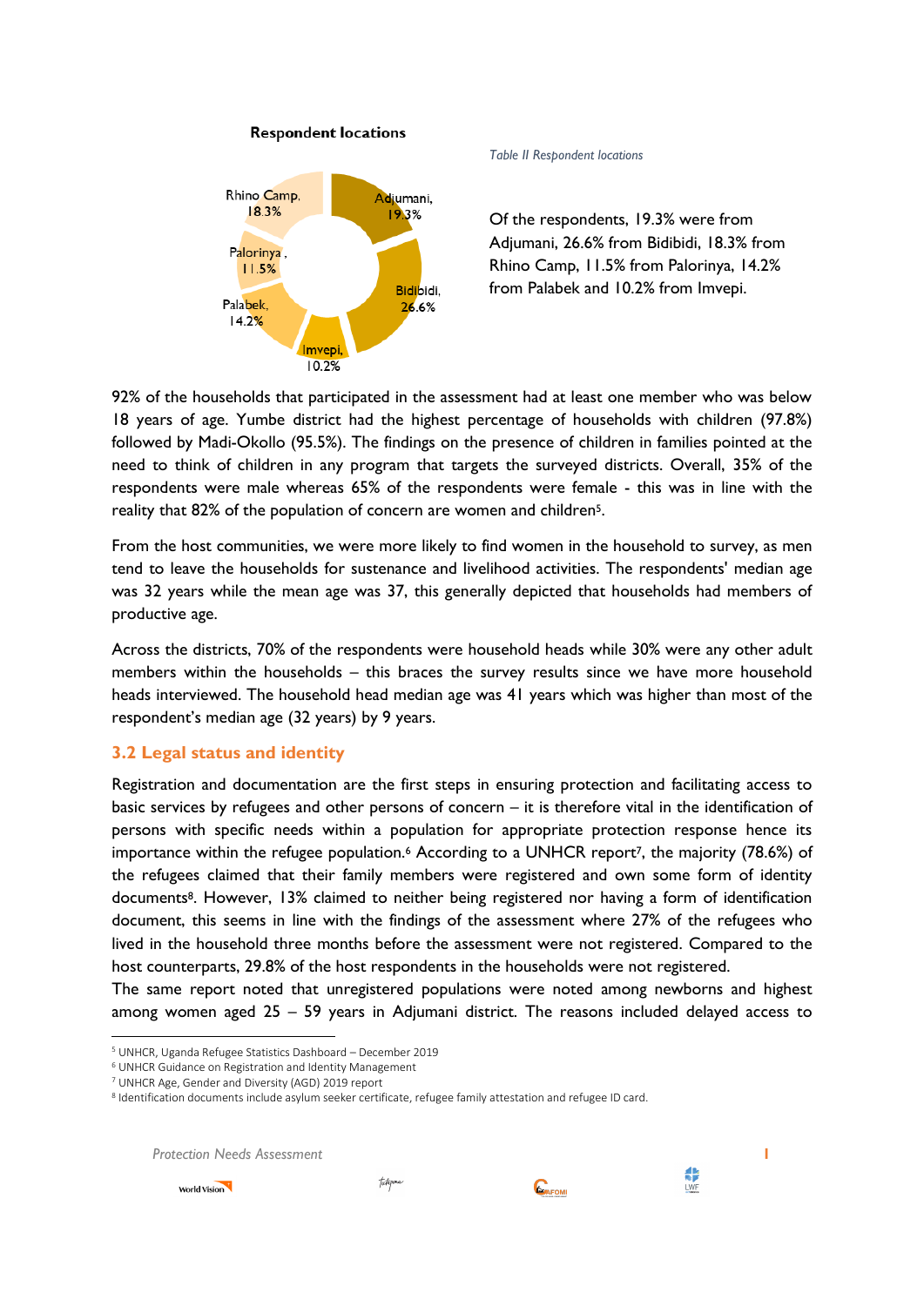**Respondent locations**

Rhino Camp, 18.3%
Adjumani, 19.3%
Palorinya, 11.5%
Bidibidi, 26.6%
Palabek, 14.2%
Imvepi, 10.2%

*Table II Respondent locations*

Of the respondents, 19.3% were from Adjumani, 26.6% from Bidibidi, 18.3% from Rhino Camp, 11.5% from Palorinya, 14.2% from Palabek and 10.2% from Imvepi.

92% of the households that participated in the assessment had at least one member who was below 18 years of age. Yumbe district had the highest percentage of households with children (97.8%) followed by Madi-Okollo (95.5%). The findings on the presence of children in families pointed at the need to think of children in any program that targets the surveyed districts. Overall, 35% of the respondents were male whereas 65% of the respondents were female - this was in line with the reality that 82% of the population of concern are women and children[5].

From the host communities, we were more likely to find women in the household to survey, as men tend to leave the households for sustenance and livelihood activities. The respondents' median age was 32 years while the mean age was 37, this generally depicted that households had members of productive age.

Across the districts, 70% of the respondents were household heads while 30% were any other adult members within the households – this braces the survey results since we have more household heads interviewed. The household head median age was 41 years which was higher than most of the respondent's median age (32 years) by 9 years.

## 3.2 Legal status and identity

Registration and documentation are the first steps in ensuring protection and facilitating access to basic services by refugees and other persons of concern – it is therefore vital in the identification of persons with specific needs within a population for appropriate protection response hence its importance within the refugee population.[6] According to a UNHCR report[7], the majority (78.6%) of the refugees claimed that their family members were registered and own some form of identity documents[8]. However, 13% claimed to neither being registered nor having a form of identification document, this seems in line with the findings of the assessment where 27% of the refugees who lived in the household three months before the assessment were not registered. Compared to the host counterparts, 29.8% of the host respondents in the households were not registered.

The same report noted that unregistered populations were noted among newborns and highest among women aged 25 – 59 years in Adjumani district. The reasons included delayed access to

---

[5] UNHCR, Uganda Refugee Statistics Dashboard – December 2019

[6] UNHCR Guidance on Registration and Identity Management

[7] UNHCR Age, Gender and Diversity (AGD) 2019 report

[8] Identification documents include asylum seeker certificate, refugee family attestation and refugee ID card.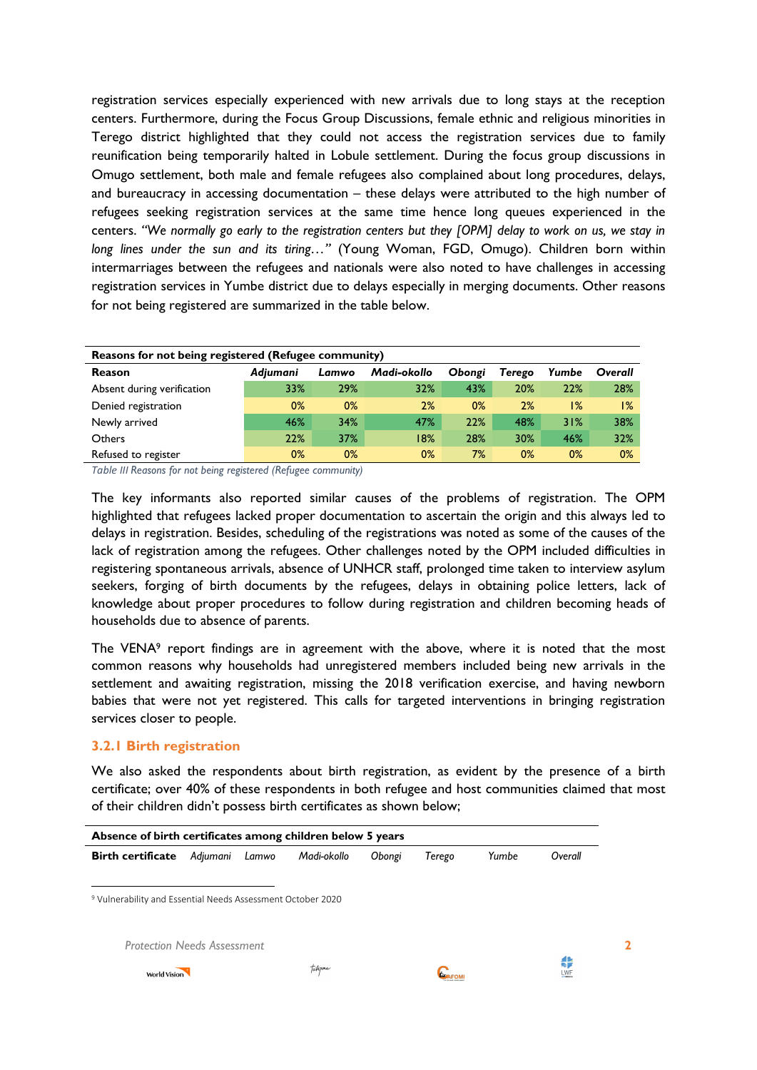registration services especially experienced with new arrivals due to long stays at the reception centers. Furthermore, during the Focus Group Discussions, female ethnic and religious minorities in Terego district highlighted that they could not access the registration services due to family reunification being temporarily halted in Lobule settlement. During the focus group discussions in Omugo settlement, both male and female refugees also complained about long procedures, delays, and bureaucracy in accessing documentation – these delays were attributed to the high number of refugees seeking registration services at the same time hence long queues experienced in the centers. *"We normally go early to the registration centers but they [OPM] delay to work on us, we stay in long lines under the sun and its tiring…"* (Young Woman, FGD, Omugo). Children born within intermarriages between the refugees and nationals were also noted to have challenges in accessing registration services in Yumbe district due to delays especially in merging documents. Other reasons for not being registered are summarized in the table below.

| **Reasons for not being registered (Refugee community)** | | | | | | | |
|---|---|---|---|---|---|---|---|
| **Reason** | ***Adjumani*** | ***Lamwo*** | ***Madi-okollo*** | ***Obongi*** | ***Terego*** | ***Yumbe*** | ***Overall*** |
| Absent during verification | 33% | 29% | 32% | 43% | 20% | 22% | 28% |
| Denied registration | 0% | 0% | 2% | 0% | 2% | 1% | 1% |
| Newly arrived | 46% | 34% | 47% | 22% | 48% | 31% | 38% |
| Others | 22% | 37% | 18% | 28% | 30% | 46% | 32% |
| Refused to register | 0% | 0% | 0% | 7% | 0% | 0% | 0% |

*Table III Reasons for not being registered (Refugee community)*

The key informants also reported similar causes of the problems of registration. The OPM highlighted that refugees lacked proper documentation to ascertain the origin and this always led to delays in registration. Besides, scheduling of the registrations was noted as some of the causes of the lack of registration among the refugees. Other challenges noted by the OPM included difficulties in registering spontaneous arrivals, absence of UNHCR staff, prolonged time taken to interview asylum seekers, forging of birth documents by the refugees, delays in obtaining police letters, lack of knowledge about proper procedures to follow during registration and children becoming heads of households due to absence of parents.

The VENA[9] report findings are in agreement with the above, where it is noted that the most common reasons why households had unregistered members included being new arrivals in the settlement and awaiting registration, missing the 2018 verification exercise, and having newborn babies that were not yet registered. This calls for targeted interventions in bringing registration services closer to people.

### 3.2.1 Birth registration

We also asked the respondents about birth registration, as evident by the presence of a birth certificate; over 40% of these respondents in both refugee and host communities claimed that most of their children didn't possess birth certificates as shown below;

| **Absence of birth certificates among children below 5 years** | | | | | | | |
|---|---|---|---|---|---|---|---|
| **Birth certificate** | *Adjumani* | *Lamwo* | *Madi-okollo* | *Obongi* | *Terego* | *Yumbe* | *Overall* |

[9] Vulnerability and Essential Needs Assessment October 2020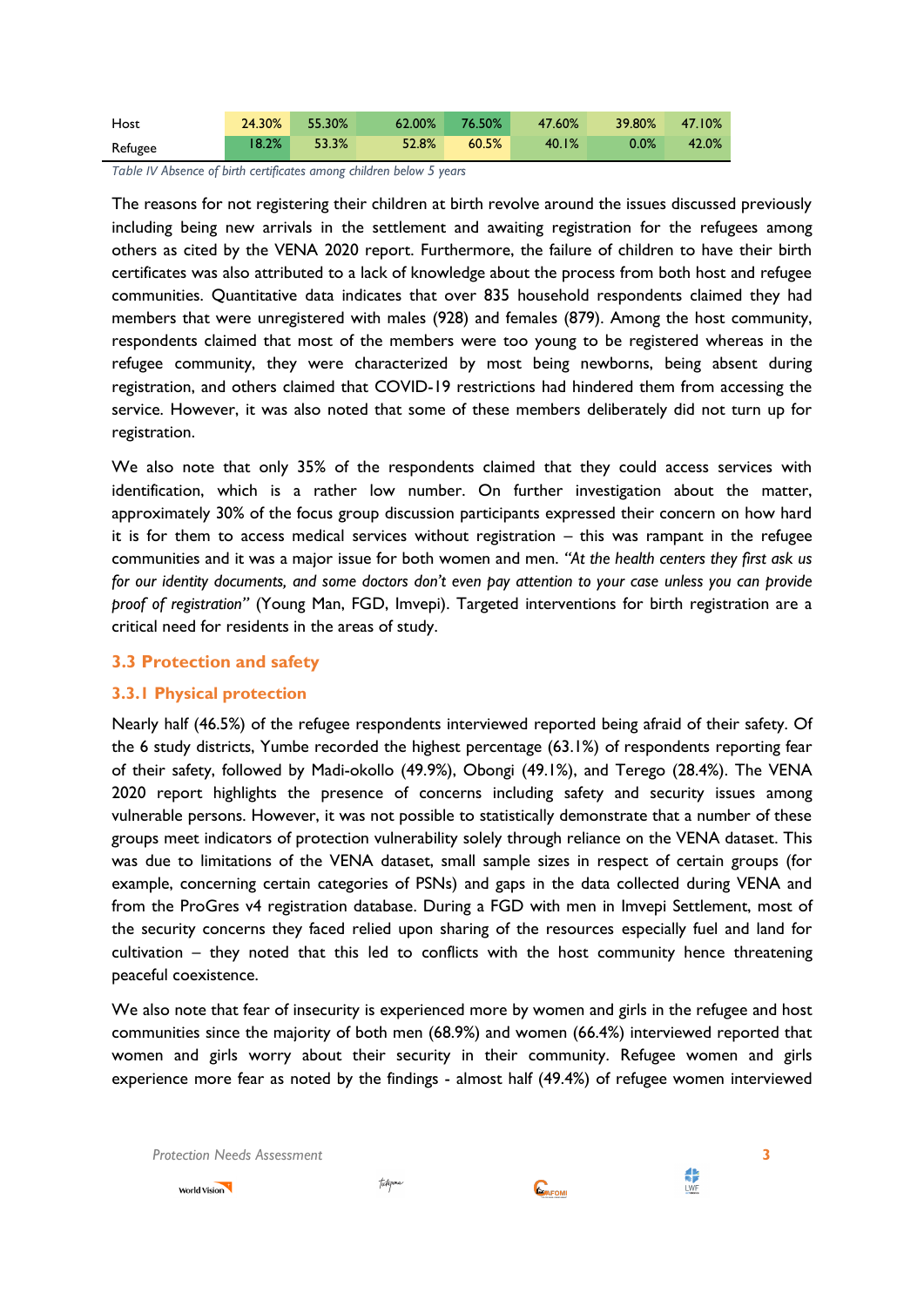| | | | | | | | |
|---|---|---|---|---|---|---|---|
| Host | 24.30% | 55.30% | 62.00% | 76.50% | 47.60% | 39.80% | 47.10% |
| Refugee | 18.2% | 53.3% | 52.8% | 60.5% | 40.1% | 0.0% | 42.0% |

*Table IV Absence of birth certificates among children below 5 years*

The reasons for not registering their children at birth revolve around the issues discussed previously including being new arrivals in the settlement and awaiting registration for the refugees among others as cited by the VENA 2020 report. Furthermore, the failure of children to have their birth certificates was also attributed to a lack of knowledge about the process from both host and refugee communities. Quantitative data indicates that over 835 household respondents claimed they had members that were unregistered with males (928) and females (879). Among the host community, respondents claimed that most of the members were too young to be registered whereas in the refugee community, they were characterized by most being newborns, being absent during registration, and others claimed that COVID-19 restrictions had hindered them from accessing the service. However, it was also noted that some of these members deliberately did not turn up for registration.

We also note that only 35% of the respondents claimed that they could access services with identification, which is a rather low number. On further investigation about the matter, approximately 30% of the focus group discussion participants expressed their concern on how hard it is for them to access medical services without registration – this was rampant in the refugee communities and it was a major issue for both women and men. *"At the health centers they first ask us for our identity documents, and some doctors don't even pay attention to your case unless you can provide proof of registration"* (Young Man, FGD, Imvepi). Targeted interventions for birth registration are a critical need for residents in the areas of study.

## 3.3 Protection and safety

### 3.3.1 Physical protection

Nearly half (46.5%) of the refugee respondents interviewed reported being afraid of their safety. Of the 6 study districts, Yumbe recorded the highest percentage (63.1%) of respondents reporting fear of their safety, followed by Madi-okollo (49.9%), Obongi (49.1%), and Terego (28.4%). The VENA 2020 report highlights the presence of concerns including safety and security issues among vulnerable persons. However, it was not possible to statistically demonstrate that a number of these groups meet indicators of protection vulnerability solely through reliance on the VENA dataset. This was due to limitations of the VENA dataset, small sample sizes in respect of certain groups (for example, concerning certain categories of PSNs) and gaps in the data collected during VENA and from the ProGres v4 registration database. During a FGD with men in Imvepi Settlement, most of the security concerns they faced relied upon sharing of the resources especially fuel and land for cultivation – they noted that this led to conflicts with the host community hence threatening peaceful coexistence.

We also note that fear of insecurity is experienced more by women and girls in the refugee and host communities since the majority of both men (68.9%) and women (66.4%) interviewed reported that women and girls worry about their security in their community. Refugee women and girls experience more fear as noted by the findings - almost half (49.4%) of refugee women interviewed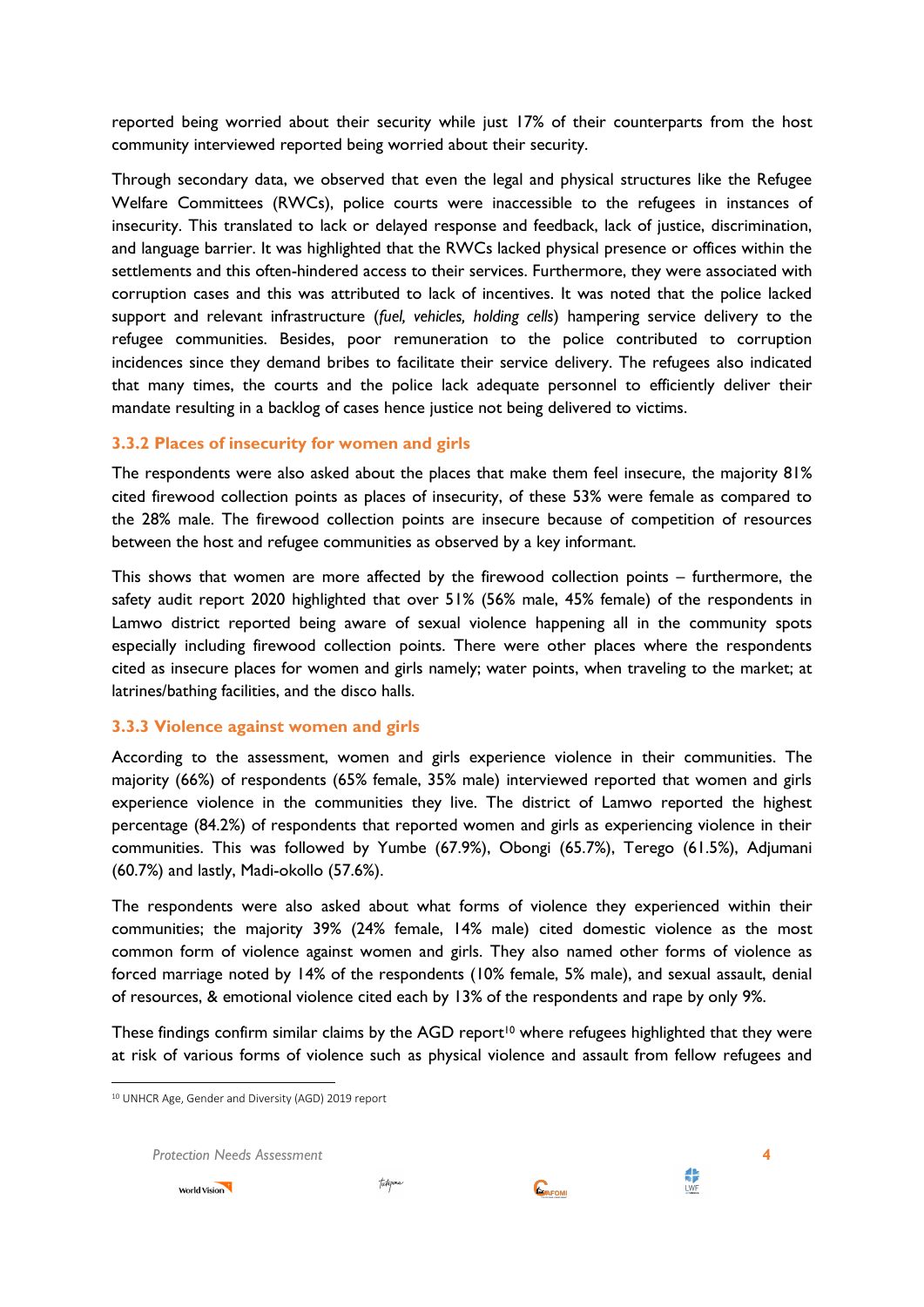reported being worried about their security while just 17% of their counterparts from the host community interviewed reported being worried about their security.

Through secondary data, we observed that even the legal and physical structures like the Refugee Welfare Committees (RWCs), police courts were inaccessible to the refugees in instances of insecurity. This translated to lack or delayed response and feedback, lack of justice, discrimination, and language barrier. It was highlighted that the RWCs lacked physical presence or offices within the settlements and this often-hindered access to their services. Furthermore, they were associated with corruption cases and this was attributed to lack of incentives. It was noted that the police lacked support and relevant infrastructure (*fuel, vehicles, holding cells*) hampering service delivery to the refugee communities. Besides, poor remuneration to the police contributed to corruption incidences since they demand bribes to facilitate their service delivery. The refugees also indicated that many times, the courts and the police lack adequate personnel to efficiently deliver their mandate resulting in a backlog of cases hence justice not being delivered to victims.

### 3.3.2 Places of insecurity for women and girls

The respondents were also asked about the places that make them feel insecure, the majority 81% cited firewood collection points as places of insecurity, of these 53% were female as compared to the 28% male. The firewood collection points are insecure because of competition of resources between the host and refugee communities as observed by a key informant.

This shows that women are more affected by the firewood collection points – furthermore, the safety audit report 2020 highlighted that over 51% (56% male, 45% female) of the respondents in Lamwo district reported being aware of sexual violence happening all in the community spots especially including firewood collection points. There were other places where the respondents cited as insecure places for women and girls namely; water points, when traveling to the market; at latrines/bathing facilities, and the disco halls.

### 3.3.3 Violence against women and girls

According to the assessment, women and girls experience violence in their communities. The majority (66%) of respondents (65% female, 35% male) interviewed reported that women and girls experience violence in the communities they live. The district of Lamwo reported the highest percentage (84.2%) of respondents that reported women and girls as experiencing violence in their communities. This was followed by Yumbe (67.9%), Obongi (65.7%), Terego (61.5%), Adjumani (60.7%) and lastly, Madi-okollo (57.6%).

The respondents were also asked about what forms of violence they experienced within their communities; the majority 39% (24% female, 14% male) cited domestic violence as the most common form of violence against women and girls. They also named other forms of violence as forced marriage noted by 14% of the respondents (10% female, 5% male), and sexual assault, denial of resources, & emotional violence cited each by 13% of the respondents and rape by only 9%.

These findings confirm similar claims by the AGD report[10] where refugees highlighted that they were at risk of various forms of violence such as physical violence and assault from fellow refugees and

[10] UNHCR Age, Gender and Diversity (AGD) 2019 report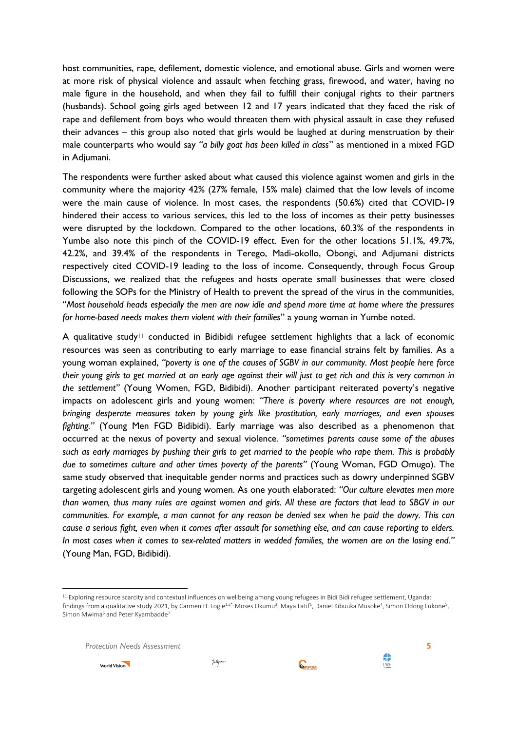host communities, rape, defilement, domestic violence, and emotional abuse. Girls and women were at more risk of physical violence and assault when fetching grass, firewood, and water, having no male figure in the household, and when they fail to fulfill their conjugal rights to their partners (husbands). School going girls aged between 12 and 17 years indicated that they faced the risk of rape and defilement from boys who would threaten them with physical assault in case they refused their advances – this group also noted that girls would be laughed at during menstruation by their male counterparts who would say *"a billy goat has been killed in class"* as mentioned in a mixed FGD in Adjumani.

The respondents were further asked about what caused this violence against women and girls in the community where the majority 42% (27% female, 15% male) claimed that the low levels of income were the main cause of violence. In most cases, the respondents (50.6%) cited that COVID-19 hindered their access to various services, this led to the loss of incomes as their petty businesses were disrupted by the lockdown. Compared to the other locations, 60.3% of the respondents in Yumbe also note this pinch of the COVID-19 effect. Even for the other locations 51.1%, 49.7%, 42.2%, and 39.4% of the respondents in Terego, Madi-okollo, Obongi, and Adjumani districts respectively cited COVID-19 leading to the loss of income. Consequently, through Focus Group Discussions, we realized that the refugees and hosts operate small businesses that were closed following the SOPs for the Ministry of Health to prevent the spread of the virus in the communities, "*Most household heads especially the men are now idle and spend more time at home where the pressures for home-based needs makes them violent with their families*" a young woman in Yumbe noted.

A qualitative study[11] conducted in Bidibidi refugee settlement highlights that a lack of economic resources was seen as contributing to early marriage to ease financial strains felt by families. As a young woman explained, *"poverty is one of the causes of SGBV in our community. Most people here force their young girls to get married at an early age against their will just to get rich and this is very common in the settlement"* (Young Women, FGD, Bidibidi). Another participant reiterated poverty's negative impacts on adolescent girls and young women: *"There is poverty where resources are not enough, bringing desperate measures taken by young girls like prostitution, early marriages, and even spouses fighting."* (Young Men FGD Bidibidi). Early marriage was also described as a phenomenon that occurred at the nexus of poverty and sexual violence. *"sometimes parents cause some of the abuses such as early marriages by pushing their girls to get married to the people who rape them. This is probably due to sometimes culture and other times poverty of the parents"* (Young Woman, FGD Omugo). The same study observed that inequitable gender norms and practices such as dowry underpinned SGBV targeting adolescent girls and young women. As one youth elaborated: *"Our culture elevates men more than women, thus many rules are against women and girls. All these are factors that lead to SBGV in our communities. For example, a man cannot for any reason be denied sex when he paid the dowry. This can cause a serious fight, even when it comes after assault for something else, and can cause reporting to elders. In most cases when it comes to sex-related matters in wedded families, the women are on the losing end."* (Young Man, FGD, Bidibidi).

---

[11] Exploring resource scarcity and contextual influences on wellbeing among young refugees in Bidi Bidi refugee settlement, Uganda: findings from a qualitative study 2021, by Carmen H. Logie[1,2*,] Moses Okumu[3], Maya Latif[1], Daniel Kibuuka Musoke[4], Simon Odong Lukone[5], Simon Mwima[6] and Peter Kyambadde[7]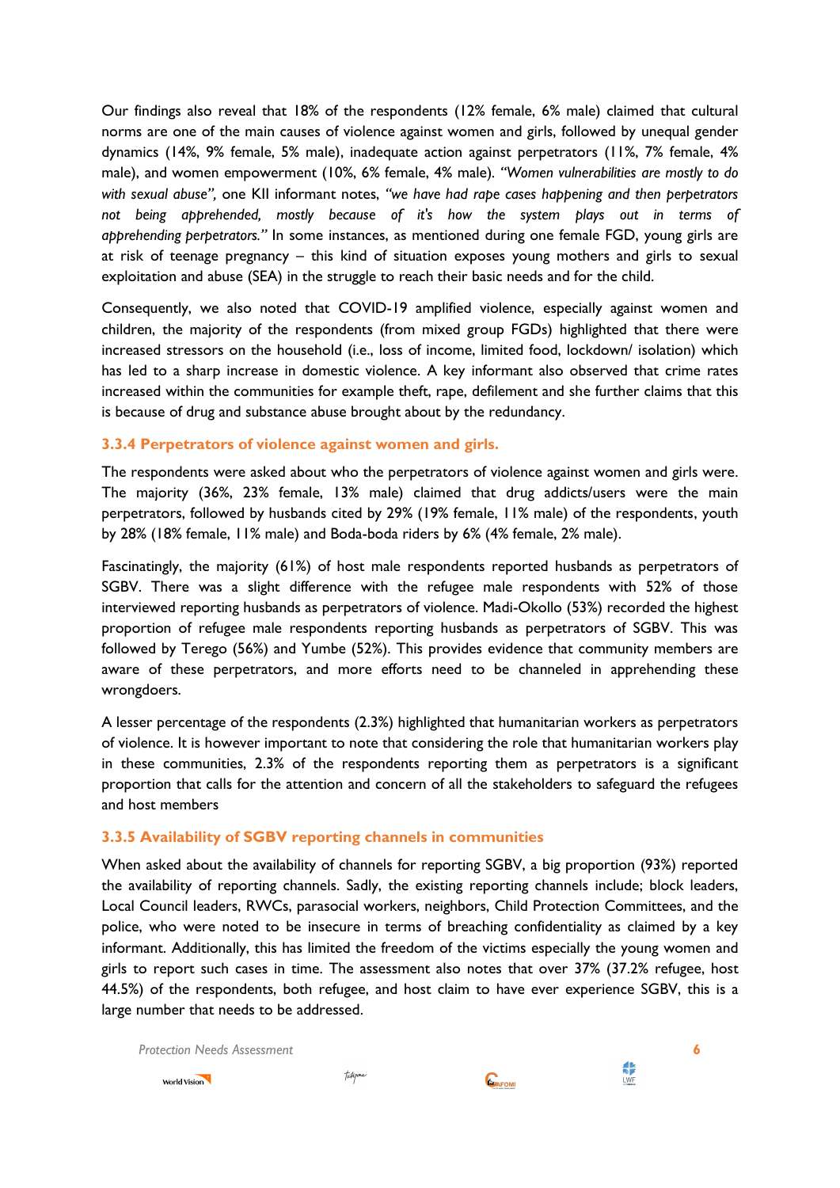Our findings also reveal that 18% of the respondents (12% female, 6% male) claimed that cultural norms are one of the main causes of violence against women and girls, followed by unequal gender dynamics (14%, 9% female, 5% male), inadequate action against perpetrators (11%, 7% female, 4% male), and women empowerment (10%, 6% female, 4% male). *"Women vulnerabilities are mostly to do with sexual abuse",* one KII informant notes, *"we have had rape cases happening and then perpetrators not being apprehended, mostly because of it's how the system plays out in terms of apprehending perpetrators."* In some instances, as mentioned during one female FGD, young girls are at risk of teenage pregnancy – this kind of situation exposes young mothers and girls to sexual exploitation and abuse (SEA) in the struggle to reach their basic needs and for the child.

Consequently, we also noted that COVID-19 amplified violence, especially against women and children, the majority of the respondents (from mixed group FGDs) highlighted that there were increased stressors on the household (i.e., loss of income, limited food, lockdown/ isolation) which has led to a sharp increase in domestic violence. A key informant also observed that crime rates increased within the communities for example theft, rape, defilement and she further claims that this is because of drug and substance abuse brought about by the redundancy.

### 3.3.4 Perpetrators of violence against women and girls.

The respondents were asked about who the perpetrators of violence against women and girls were. The majority (36%, 23% female, 13% male) claimed that drug addicts/users were the main perpetrators, followed by husbands cited by 29% (19% female, 11% male) of the respondents, youth by 28% (18% female, 11% male) and Boda-boda riders by 6% (4% female, 2% male).

Fascinatingly, the majority (61%) of host male respondents reported husbands as perpetrators of SGBV. There was a slight difference with the refugee male respondents with 52% of those interviewed reporting husbands as perpetrators of violence. Madi-Okollo (53%) recorded the highest proportion of refugee male respondents reporting husbands as perpetrators of SGBV. This was followed by Terego (56%) and Yumbe (52%). This provides evidence that community members are aware of these perpetrators, and more efforts need to be channeled in apprehending these wrongdoers.

A lesser percentage of the respondents (2.3%) highlighted that humanitarian workers as perpetrators of violence. It is however important to note that considering the role that humanitarian workers play in these communities, 2.3% of the respondents reporting them as perpetrators is a significant proportion that calls for the attention and concern of all the stakeholders to safeguard the refugees and host members

### 3.3.5 Availability of SGBV reporting channels in communities

When asked about the availability of channels for reporting SGBV, a big proportion (93%) reported the availability of reporting channels. Sadly, the existing reporting channels include; block leaders, Local Council leaders, RWCs, parasocial workers, neighbors, Child Protection Committees, and the police, who were noted to be insecure in terms of breaching confidentiality as claimed by a key informant. Additionally, this has limited the freedom of the victims especially the young women and girls to report such cases in time. The assessment also notes that over 37% (37.2% refugee, host 44.5%) of the respondents, both refugee, and host claim to have ever experience SGBV, this is a large number that needs to be addressed.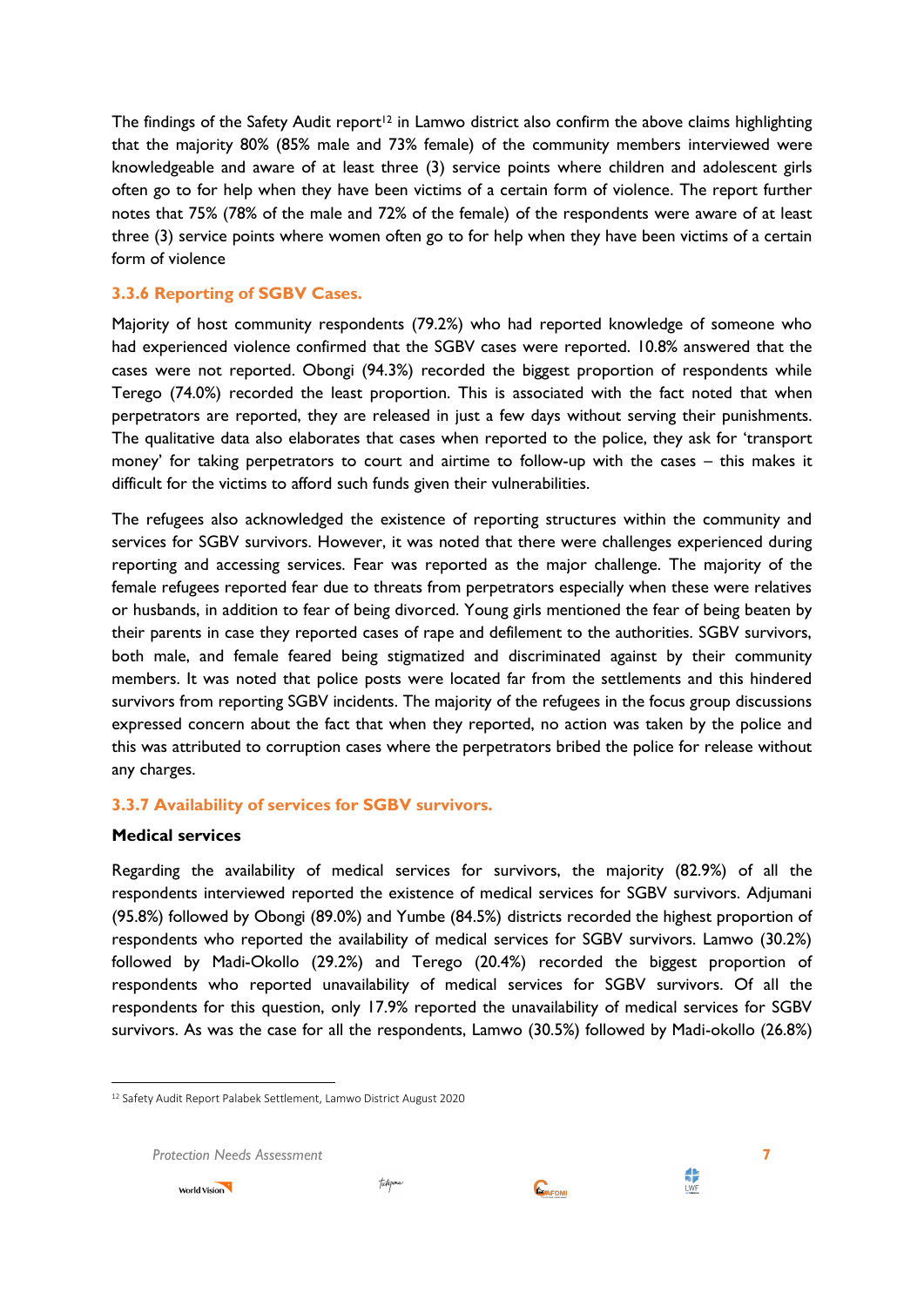The findings of the Safety Audit report[12] in Lamwo district also confirm the above claims highlighting that the majority 80% (85% male and 73% female) of the community members interviewed were knowledgeable and aware of at least three (3) service points where children and adolescent girls often go to for help when they have been victims of a certain form of violence. The report further notes that 75% (78% of the male and 72% of the female) of the respondents were aware of at least three (3) service points where women often go to for help when they have been victims of a certain form of violence

### 3.3.6 Reporting of SGBV Cases.

Majority of host community respondents (79.2%) who had reported knowledge of someone who had experienced violence confirmed that the SGBV cases were reported. 10.8% answered that the cases were not reported. Obongi (94.3%) recorded the biggest proportion of respondents while Terego (74.0%) recorded the least proportion. This is associated with the fact noted that when perpetrators are reported, they are released in just a few days without serving their punishments. The qualitative data also elaborates that cases when reported to the police, they ask for 'transport money' for taking perpetrators to court and airtime to follow-up with the cases – this makes it difficult for the victims to afford such funds given their vulnerabilities.

The refugees also acknowledged the existence of reporting structures within the community and services for SGBV survivors. However, it was noted that there were challenges experienced during reporting and accessing services. Fear was reported as the major challenge. The majority of the female refugees reported fear due to threats from perpetrators especially when these were relatives or husbands, in addition to fear of being divorced. Young girls mentioned the fear of being beaten by their parents in case they reported cases of rape and defilement to the authorities. SGBV survivors, both male, and female feared being stigmatized and discriminated against by their community members. It was noted that police posts were located far from the settlements and this hindered survivors from reporting SGBV incidents. The majority of the refugees in the focus group discussions expressed concern about the fact that when they reported, no action was taken by the police and this was attributed to corruption cases where the perpetrators bribed the police for release without any charges.

### 3.3.7 Availability of services for SGBV survivors.

**Medical services**

Regarding the availability of medical services for survivors, the majority (82.9%) of all the respondents interviewed reported the existence of medical services for SGBV survivors. Adjumani (95.8%) followed by Obongi (89.0%) and Yumbe (84.5%) districts recorded the highest proportion of respondents who reported the availability of medical services for SGBV survivors. Lamwo (30.2%) followed by Madi-Okollo (29.2%) and Terego (20.4%) recorded the biggest proportion of respondents who reported unavailability of medical services for SGBV survivors. Of all the respondents for this question, only 17.9% reported the unavailability of medical services for SGBV survivors. As was the case for all the respondents, Lamwo (30.5%) followed by Madi-okollo (26.8%)

[12] Safety Audit Report Palabek Settlement, Lamwo District August 2020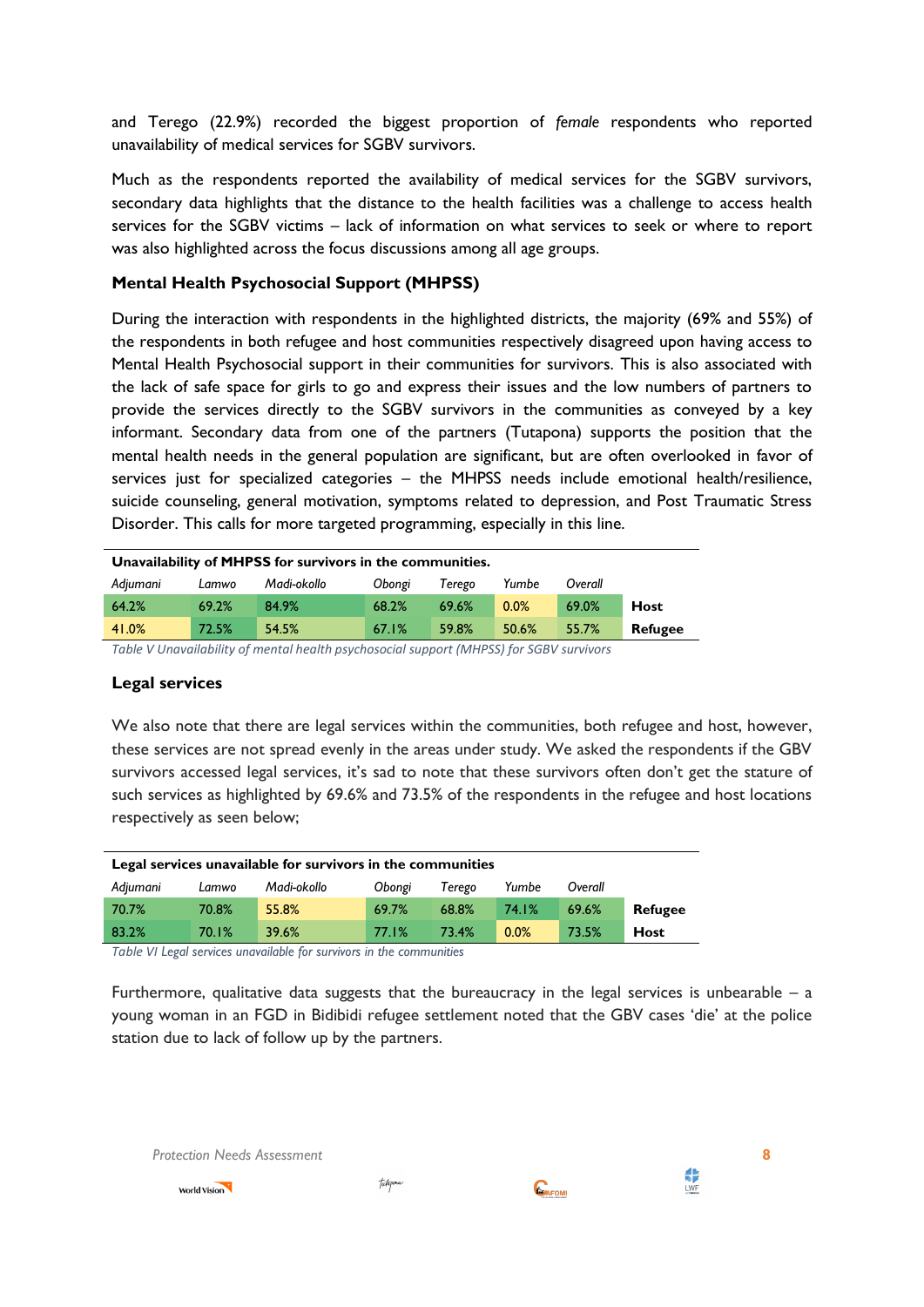and Terego (22.9%) recorded the biggest proportion of *female* respondents who reported unavailability of medical services for SGBV survivors.

Much as the respondents reported the availability of medical services for the SGBV survivors, secondary data highlights that the distance to the health facilities was a challenge to access health services for the SGBV victims – lack of information on what services to seek or where to report was also highlighted across the focus discussions among all age groups.

### Mental Health Psychosocial Support (MHPSS)

During the interaction with respondents in the highlighted districts, the majority (69% and 55%) of the respondents in both refugee and host communities respectively disagreed upon having access to Mental Health Psychosocial support in their communities for survivors. This is also associated with the lack of safe space for girls to go and express their issues and the low numbers of partners to provide the services directly to the SGBV survivors in the communities as conveyed by a key informant. Secondary data from one of the partners (Tutapona) supports the position that the mental health needs in the general population are significant, but are often overlooked in favor of services just for specialized categories – the MHPSS needs include emotional health/resilience, suicide counseling, general motivation, symptoms related to depression, and Post Traumatic Stress Disorder. This calls for more targeted programming, especially in this line.

| **Unavailability of MHPSS for survivors in the communities.** | | | | | | | |
|---|---|---|---|---|---|---|---|
| *Adjumani* | *Lamwo* | *Madi-okollo* | *Obongi* | *Terego* | *Yumbe* | *Overall* | |
| 64.2% | 69.2% | 84.9% | 68.2% | 69.6% | 0.0% | 69.0% | **Host** |
| 41.0% | 72.5% | 54.5% | 67.1% | 59.8% | 50.6% | 55.7% | **Refugee** |

*Table V Unavailability of mental health psychosocial support (MHPSS) for SGBV survivors*

### Legal services

We also note that there are legal services within the communities, both refugee and host, however, these services are not spread evenly in the areas under study. We asked the respondents if the GBV survivors accessed legal services, it's sad to note that these survivors often don't get the stature of such services as highlighted by 69.6% and 73.5% of the respondents in the refugee and host locations respectively as seen below;

| **Legal services unavailable for survivors in the communities** | | | | | | | |
|---|---|---|---|---|---|---|---|
| *Adjumani* | *Lamwo* | *Madi-okollo* | *Obongi* | *Terego* | *Yumbe* | *Overall* | |
| 70.7% | 70.8% | 55.8% | 69.7% | 68.8% | 74.1% | 69.6% | **Refugee** |
| 83.2% | 70.1% | 39.6% | 77.1% | 73.4% | 0.0% | 73.5% | **Host** |

*Table VI Legal services unavailable for survivors in the communities*

Furthermore, qualitative data suggests that the bureaucracy in the legal services is unbearable – a young woman in an FGD in Bidibidi refugee settlement noted that the GBV cases 'die' at the police station due to lack of follow up by the partners.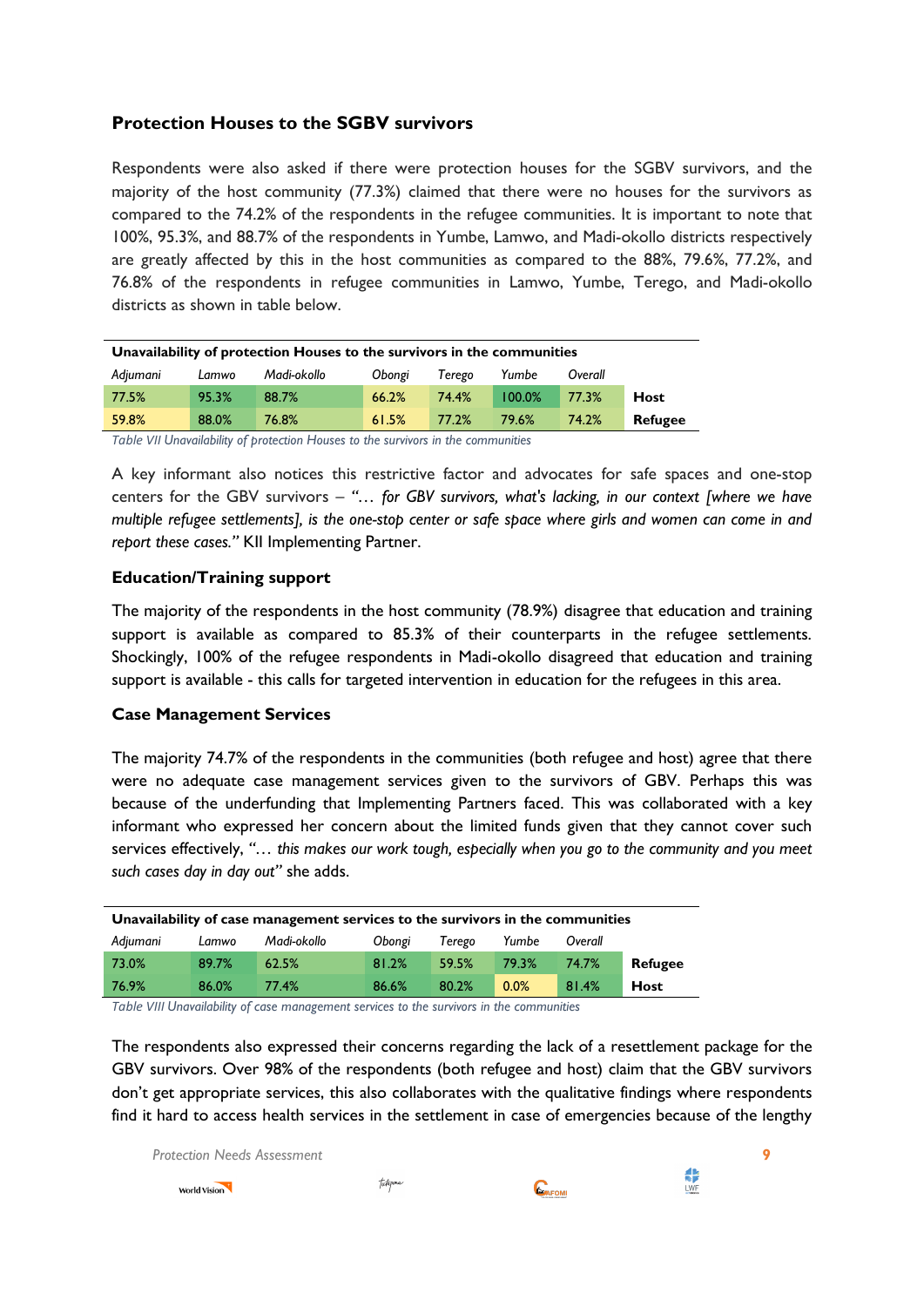### Protection Houses to the SGBV survivors

Respondents were also asked if there were protection houses for the SGBV survivors, and the majority of the host community (77.3%) claimed that there were no houses for the survivors as compared to the 74.2% of the respondents in the refugee communities. It is important to note that 100%, 95.3%, and 88.7% of the respondents in Yumbe, Lamwo, and Madi-okollo districts respectively are greatly affected by this in the host communities as compared to the 88%, 79.6%, 77.2%, and 76.8% of the respondents in refugee communities in Lamwo, Yumbe, Terego, and Madi-okollo districts as shown in table below.

| Unavailability of protection Houses to the survivors in the communities | | | | | | | |
|---|---|---|---|---|---|---|---|
| *Adjumani* | *Lamwo* | *Madi-okollo* | *Obongi* | *Terego* | *Yumbe* | *Overall* | |
| 77.5% | 95.3% | 88.7% | 66.2% | 74.4% | 100.0% | 77.3% | **Host** |
| 59.8% | 88.0% | 76.8% | 61.5% | 77.2% | 79.6% | 74.2% | **Refugee** |

*Table VII Unavailability of protection Houses to the survivors in the communities*

A key informant also notices this restrictive factor and advocates for safe spaces and one-stop centers for the GBV survivors – *"… for GBV survivors, what's lacking, in our context [where we have multiple refugee settlements], is the one-stop center or safe space where girls and women can come in and report these cases."* KII Implementing Partner.

### Education/Training support

The majority of the respondents in the host community (78.9%) disagree that education and training support is available as compared to 85.3% of their counterparts in the refugee settlements. Shockingly, 100% of the refugee respondents in Madi-okollo disagreed that education and training support is available - this calls for targeted intervention in education for the refugees in this area.

### Case Management Services

The majority 74.7% of the respondents in the communities (both refugee and host) agree that there were no adequate case management services given to the survivors of GBV. Perhaps this was because of the underfunding that Implementing Partners faced. This was collaborated with a key informant who expressed her concern about the limited funds given that they cannot cover such services effectively, *"… this makes our work tough, especially when you go to the community and you meet such cases day in day out"* she adds.

| Unavailability of case management services to the survivors in the communities | | | | | | | |
|---|---|---|---|---|---|---|---|
| *Adjumani* | *Lamwo* | *Madi-okollo* | *Obongi* | *Terego* | *Yumbe* | *Overall* | |
| 73.0% | 89.7% | 62.5% | 81.2% | 59.5% | 79.3% | 74.7% | **Refugee** |
| 76.9% | 86.0% | 77.4% | 86.6% | 80.2% | 0.0% | 81.4% | **Host** |

*Table VIII Unavailability of case management services to the survivors in the communities*

The respondents also expressed their concerns regarding the lack of a resettlement package for the GBV survivors. Over 98% of the respondents (both refugee and host) claim that the GBV survivors don't get appropriate services, this also collaborates with the qualitative findings where respondents find it hard to access health services in the settlement in case of emergencies because of the lengthy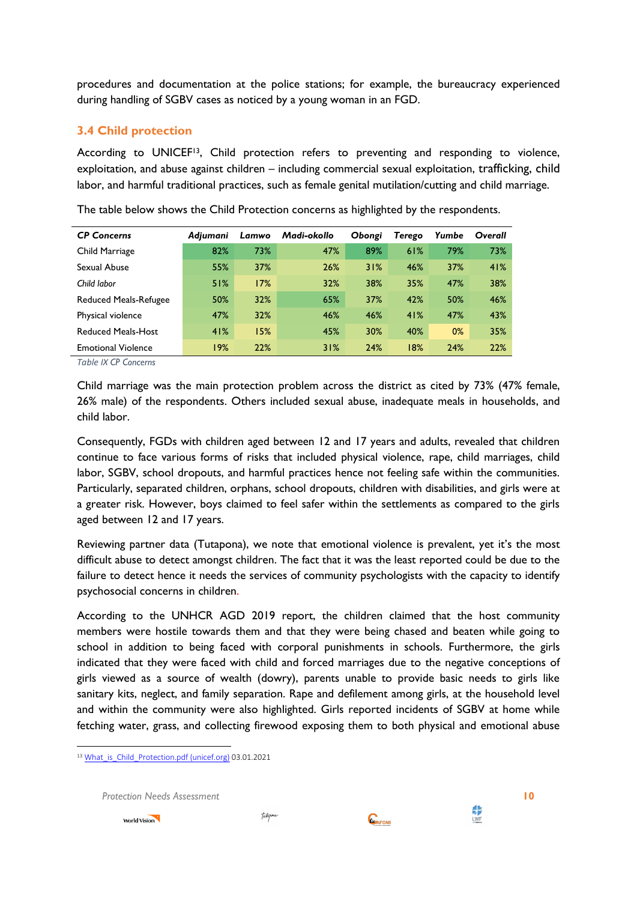procedures and documentation at the police stations; for example, the bureaucracy experienced during handling of SGBV cases as noticed by a young woman in an FGD.

### 3.4 Child protection

According to UNICEF[13], Child protection refers to preventing and responding to violence, exploitation, and abuse against children – including commercial sexual exploitation, trafficking, child labor, and harmful traditional practices, such as female genital mutilation/cutting and child marriage.

The table below shows the Child Protection concerns as highlighted by the respondents.

| *CP Concerns* | *Adjumani* | *Lamwo* | *Madi-okollo* | *Obongi* | *Terego* | *Yumbe* | *Overall* |
|---|---|---|---|---|---|---|---|
| Child Marriage | 82% | 73% | 47% | 89% | 61% | 79% | 73% |
| Sexual Abuse | 55% | 37% | 26% | 31% | 46% | 37% | 41% |
| *Child labor* | 51% | 17% | 32% | 38% | 35% | 47% | 38% |
| Reduced Meals-Refugee | 50% | 32% | 65% | 37% | 42% | 50% | 46% |
| Physical violence | 47% | 32% | 46% | 46% | 41% | 47% | 43% |
| Reduced Meals-Host | 41% | 15% | 45% | 30% | 40% | 0% | 35% |
| Emotional Violence | 19% | 22% | 31% | 24% | 18% | 24% | 22% |

*Table IX CP Concerns*

Child marriage was the main protection problem across the district as cited by 73% (47% female, 26% male) of the respondents. Others included sexual abuse, inadequate meals in households, and child labor.

Consequently, FGDs with children aged between 12 and 17 years and adults, revealed that children continue to face various forms of risks that included physical violence, rape, child marriages, child labor, SGBV, school dropouts, and harmful practices hence not feeling safe within the communities. Particularly, separated children, orphans, school dropouts, children with disabilities, and girls were at a greater risk. However, boys claimed to feel safer within the settlements as compared to the girls aged between 12 and 17 years.

Reviewing partner data (Tutapona), we note that emotional violence is prevalent, yet it's the most difficult abuse to detect amongst children. The fact that it was the least reported could be due to the failure to detect hence it needs the services of community psychologists with the capacity to identify psychosocial concerns in children.

According to the UNHCR AGD 2019 report, the children claimed that the host community members were hostile towards them and that they were being chased and beaten while going to school in addition to being faced with corporal punishments in schools. Furthermore, the girls indicated that they were faced with child and forced marriages due to the negative conceptions of girls viewed as a source of wealth (dowry), parents unable to provide basic needs to girls like sanitary kits, neglect, and family separation. Rape and defilement among girls, at the household level and within the community were also highlighted. Girls reported incidents of SGBV at home while fetching water, grass, and collecting firewood exposing them to both physical and emotional abuse

[13] What_is_Child_Protection.pdf (unicef.org) 03.01.2021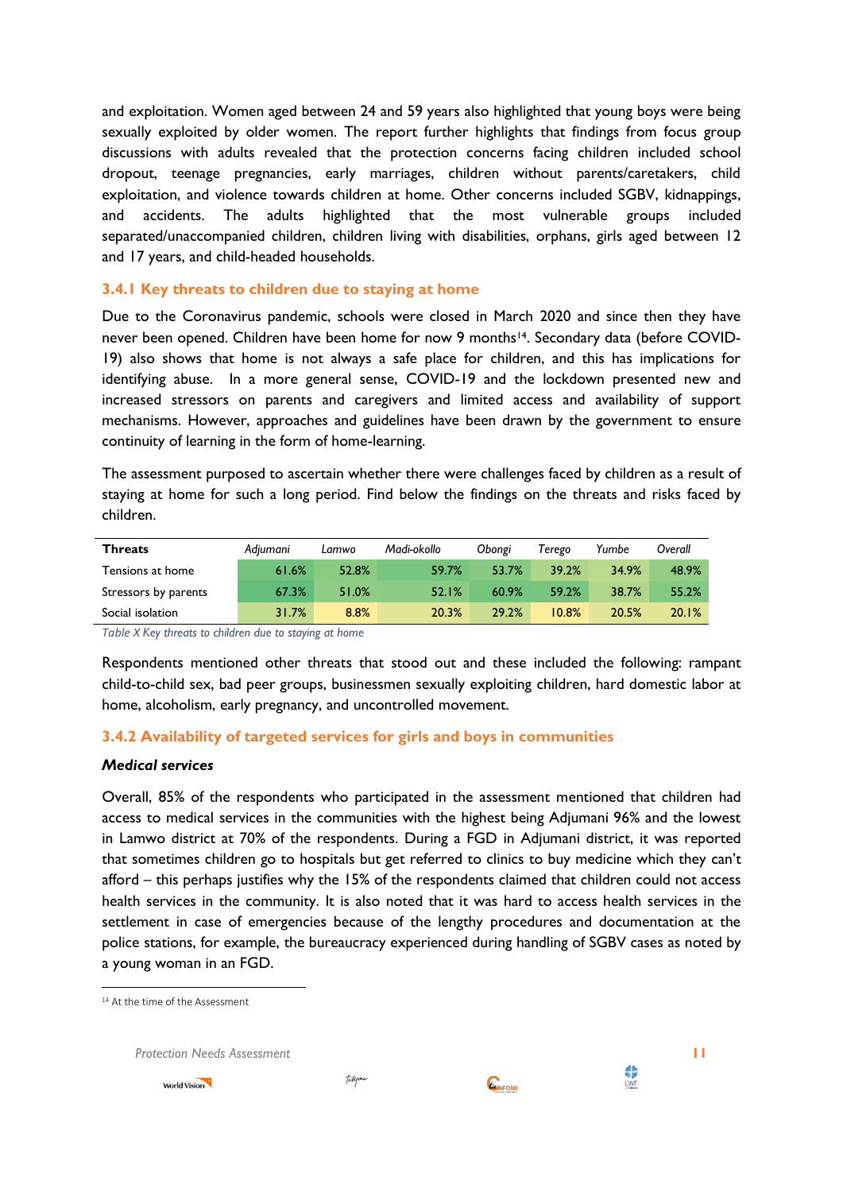and exploitation. Women aged between 24 and 59 years also highlighted that young boys were being sexually exploited by older women. The report further highlights that findings from focus group discussions with adults revealed that the protection concerns facing children included school dropout, teenage pregnancies, early marriages, children without parents/caretakers, child exploitation, and violence towards children at home. Other concerns included SGBV, kidnappings, and accidents. The adults highlighted that the most vulnerable groups included separated/unaccompanied children, children living with disabilities, orphans, girls aged between 12 and 17 years, and child-headed households.

### 3.4.1 Key threats to children due to staying at home

Due to the Coronavirus pandemic, schools were closed in March 2020 and since then they have never been opened. Children have been home for now 9 months[14]. Secondary data (before COVID-19) also shows that home is not always a safe place for children, and this has implications for identifying abuse. In a more general sense, COVID-19 and the lockdown presented new and increased stressors on parents and caregivers and limited access and availability of support mechanisms. However, approaches and guidelines have been drawn by the government to ensure continuity of learning in the form of home-learning.

The assessment purposed to ascertain whether there were challenges faced by children as a result of staying at home for such a long period. Find below the findings on the threats and risks faced by children.

| Threats | *Adjumani* | *Lamwo* | *Madi-okollo* | *Obongi* | *Terego* | *Yumbe* | *Overall* |
|---|---|---|---|---|---|---|---|
| Tensions at home | 61.6% | 52.8% | 59.7% | 53.7% | 39.2% | 34.9% | 48.9% |
| Stressors by parents | 67.3% | 51.0% | 52.1% | 60.9% | 59.2% | 38.7% | 55.2% |
| Social isolation | 31.7% | 8.8% | 20.3% | 29.2% | 10.8% | 20.5% | 20.1% |

*Table X Key threats to children due to staying at home*

Respondents mentioned other threats that stood out and these included the following: rampant child-to-child sex, bad peer groups, businessmen sexually exploiting children, hard domestic labor at home, alcoholism, early pregnancy, and uncontrolled movement.

### 3.4.2 Availability of targeted services for girls and boys in communities

***Medical services***

Overall, 85% of the respondents who participated in the assessment mentioned that children had access to medical services in the communities with the highest being Adjumani 96% and the lowest in Lamwo district at 70% of the respondents. During a FGD in Adjumani district, it was reported that sometimes children go to hospitals but get referred to clinics to buy medicine which they can't afford – this perhaps justifies why the 15% of the respondents claimed that children could not access health services in the community. It is also noted that it was hard to access health services in the settlement in case of emergencies because of the lengthy procedures and documentation at the police stations, for example, the bureaucracy experienced during handling of SGBV cases as noted by a young woman in an FGD.

[14] At the time of the Assessment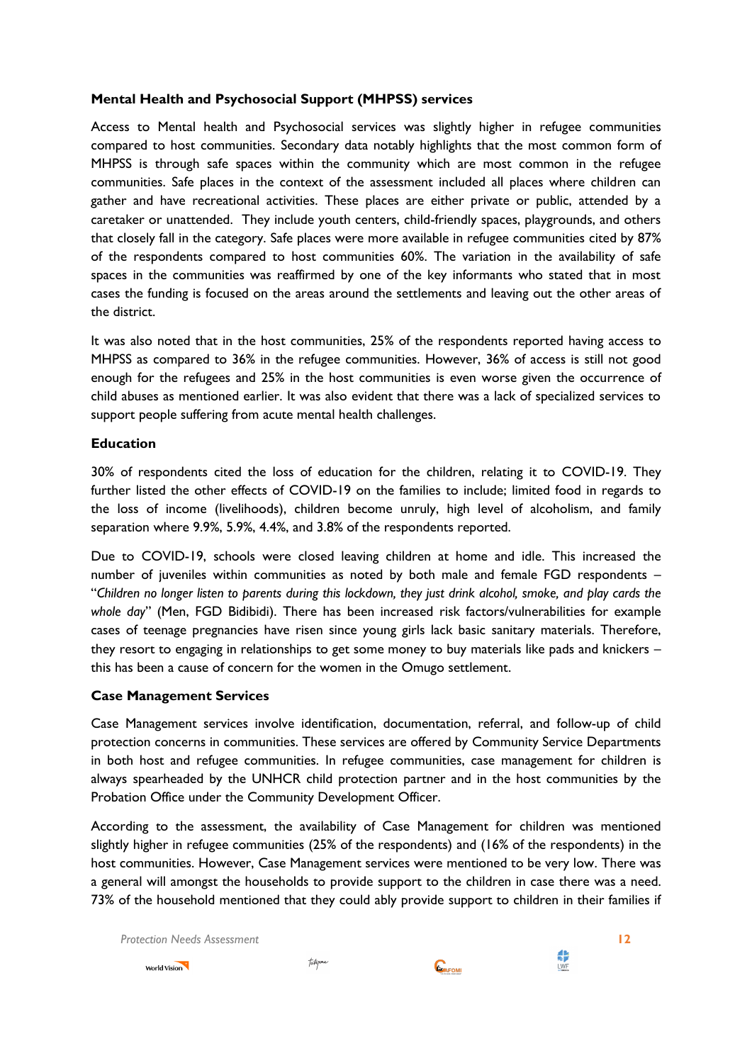**Mental Health and Psychosocial Support (MHPSS) services**

Access to Mental health and Psychosocial services was slightly higher in refugee communities compared to host communities. Secondary data notably highlights that the most common form of MHPSS is through safe spaces within the community which are most common in the refugee communities. Safe places in the context of the assessment included all places where children can gather and have recreational activities. These places are either private or public, attended by a caretaker or unattended. They include youth centers, child-friendly spaces, playgrounds, and others that closely fall in the category. Safe places were more available in refugee communities cited by 87% of the respondents compared to host communities 60%. The variation in the availability of safe spaces in the communities was reaffirmed by one of the key informants who stated that in most cases the funding is focused on the areas around the settlements and leaving out the other areas of the district.

It was also noted that in the host communities, 25% of the respondents reported having access to MHPSS as compared to 36% in the refugee communities. However, 36% of access is still not good enough for the refugees and 25% in the host communities is even worse given the occurrence of child abuses as mentioned earlier. It was also evident that there was a lack of specialized services to support people suffering from acute mental health challenges.

**Education**

30% of respondents cited the loss of education for the children, relating it to COVID-19. They further listed the other effects of COVID-19 on the families to include; limited food in regards to the loss of income (livelihoods), children become unruly, high level of alcoholism, and family separation where 9.9%, 5.9%, 4.4%, and 3.8% of the respondents reported.

Due to COVID-19, schools were closed leaving children at home and idle. This increased the number of juveniles within communities as noted by both male and female FGD respondents – "*Children no longer listen to parents during this lockdown, they just drink alcohol, smoke, and play cards the whole day*" (Men, FGD Bidibidi). There has been increased risk factors/vulnerabilities for example cases of teenage pregnancies have risen since young girls lack basic sanitary materials. Therefore, they resort to engaging in relationships to get some money to buy materials like pads and knickers – this has been a cause of concern for the women in the Omugo settlement.

**Case Management Services**

Case Management services involve identification, documentation, referral, and follow-up of child protection concerns in communities. These services are offered by Community Service Departments in both host and refugee communities. In refugee communities, case management for children is always spearheaded by the UNHCR child protection partner and in the host communities by the Probation Office under the Community Development Officer.

According to the assessment, the availability of Case Management for children was mentioned slightly higher in refugee communities (25% of the respondents) and (16% of the respondents) in the host communities. However, Case Management services were mentioned to be very low. There was a general will amongst the households to provide support to the children in case there was a need. 73% of the household mentioned that they could ably provide support to children in their families if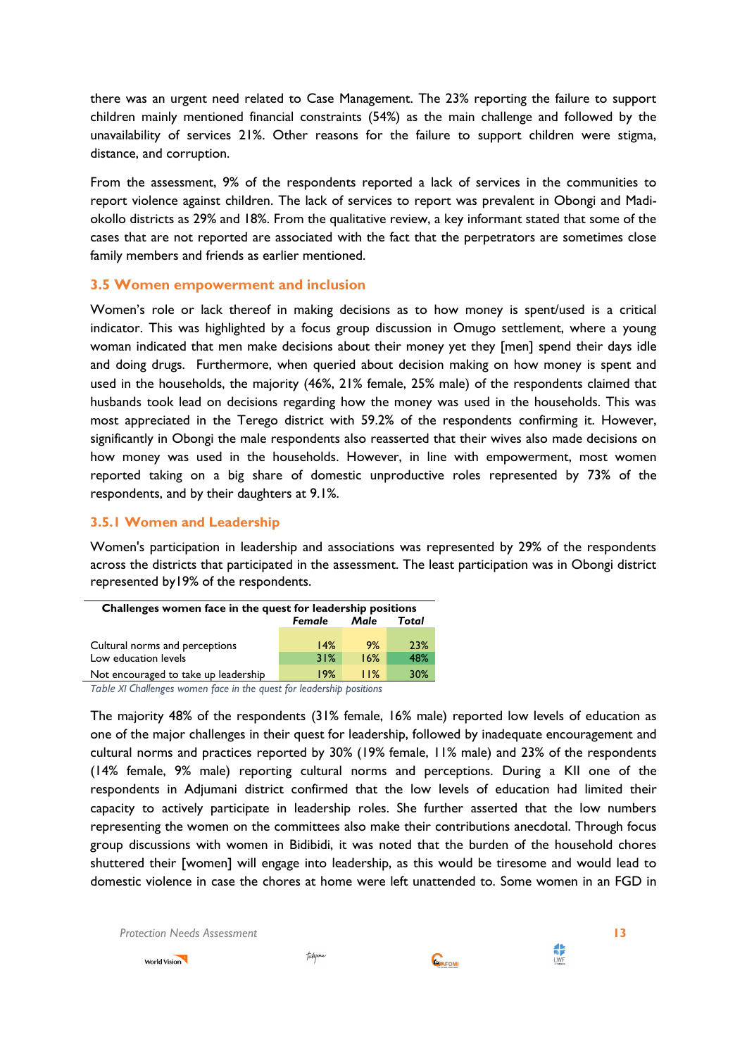there was an urgent need related to Case Management. The 23% reporting the failure to support children mainly mentioned financial constraints (54%) as the main challenge and followed by the unavailability of services 21%. Other reasons for the failure to support children were stigma, distance, and corruption.

From the assessment, 9% of the respondents reported a lack of services in the communities to report violence against children. The lack of services to report was prevalent in Obongi and Madi-okollo districts as 29% and 18%. From the qualitative review, a key informant stated that some of the cases that are not reported are associated with the fact that the perpetrators are sometimes close family members and friends as earlier mentioned.

### 3.5 Women empowerment and inclusion

Women's role or lack thereof in making decisions as to how money is spent/used is a critical indicator. This was highlighted by a focus group discussion in Omugo settlement, where a young woman indicated that men make decisions about their money yet they [men] spend their days idle and doing drugs. Furthermore, when queried about decision making on how money is spent and used in the households, the majority (46%, 21% female, 25% male) of the respondents claimed that husbands took lead on decisions regarding how the money was used in the households. This was most appreciated in the Terego district with 59.2% of the respondents confirming it. However, significantly in Obongi the male respondents also reasserted that their wives also made decisions on how money was used in the households. However, in line with empowerment, most women reported taking on a big share of domestic unproductive roles represented by 73% of the respondents, and by their daughters at 9.1%.

#### 3.5.1 Women and Leadership

Women's participation in leadership and associations was represented by 29% of the respondents across the districts that participated in the assessment. The least participation was in Obongi district represented by19% of the respondents.

| Challenges women face in the quest for leadership positions | *Female* | *Male* | *Total* |
|---|---|---|---|
| Cultural norms and perceptions | 14% | 9% | 23% |
| Low education levels | 31% | 16% | 48% |
| Not encouraged to take up leadership | 19% | 11% | 30% |

*Table XI Challenges women face in the quest for leadership positions*

The majority 48% of the respondents (31% female, 16% male) reported low levels of education as one of the major challenges in their quest for leadership, followed by inadequate encouragement and cultural norms and practices reported by 30% (19% female, 11% male) and 23% of the respondents (14% female, 9% male) reporting cultural norms and perceptions. During a KII one of the respondents in Adjumani district confirmed that the low levels of education had limited their capacity to actively participate in leadership roles. She further asserted that the low numbers representing the women on the committees also make their contributions anecdotal. Through focus group discussions with women in Bidibidi, it was noted that the burden of the household chores shuttered their [women] will engage into leadership, as this would be tiresome and would lead to domestic violence in case the chores at home were left unattended to. Some women in an FGD in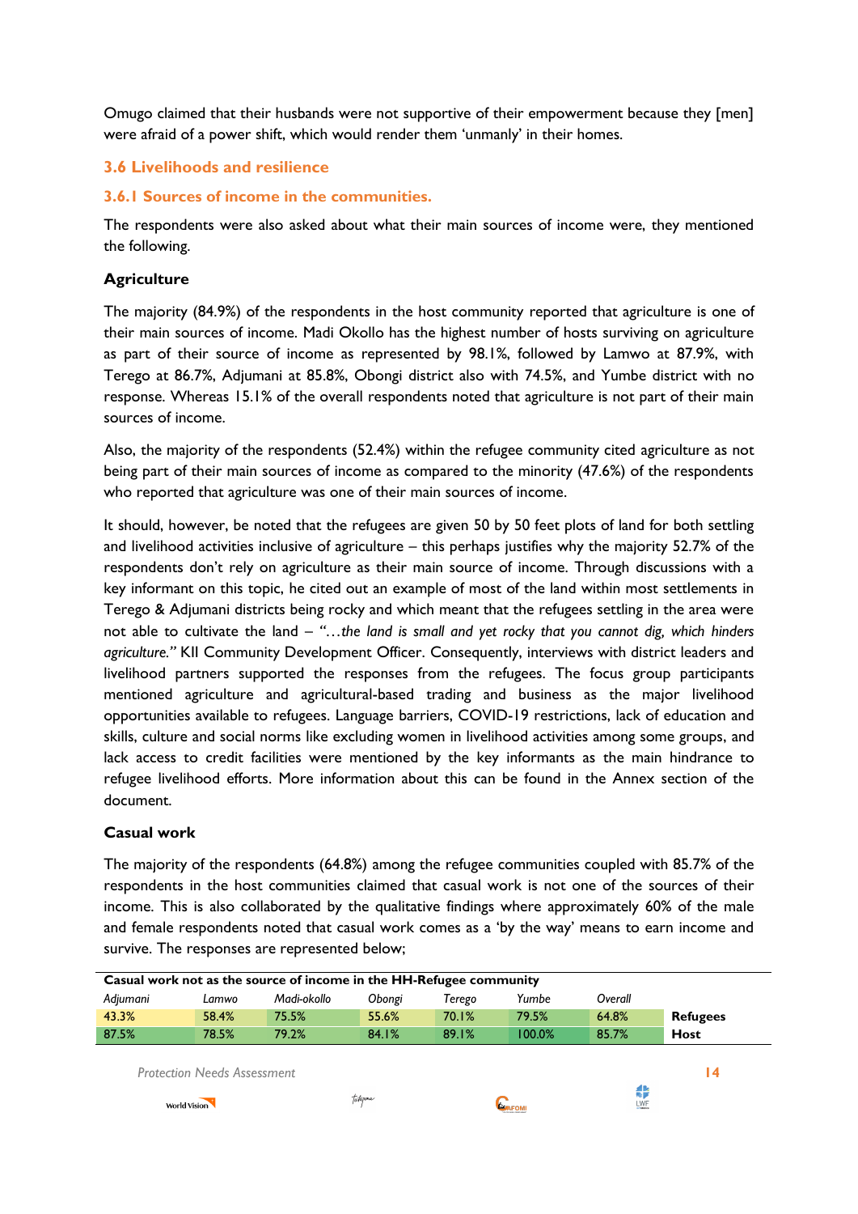Omugo claimed that their husbands were not supportive of their empowerment because they [men] were afraid of a power shift, which would render them 'unmanly' in their homes.

## 3.6 Livelihoods and resilience

### 3.6.1 Sources of income in the communities.

The respondents were also asked about what their main sources of income were, they mentioned the following.

**Agriculture**

The majority (84.9%) of the respondents in the host community reported that agriculture is one of their main sources of income. Madi Okollo has the highest number of hosts surviving on agriculture as part of their source of income as represented by 98.1%, followed by Lamwo at 87.9%, with Terego at 86.7%, Adjumani at 85.8%, Obongi district also with 74.5%, and Yumbe district with no response. Whereas 15.1% of the overall respondents noted that agriculture is not part of their main sources of income.

Also, the majority of the respondents (52.4%) within the refugee community cited agriculture as not being part of their main sources of income as compared to the minority (47.6%) of the respondents who reported that agriculture was one of their main sources of income.

It should, however, be noted that the refugees are given 50 by 50 feet plots of land for both settling and livelihood activities inclusive of agriculture – this perhaps justifies why the majority 52.7% of the respondents don't rely on agriculture as their main source of income. Through discussions with a key informant on this topic, he cited out an example of most of the land within most settlements in Terego & Adjumani districts being rocky and which meant that the refugees settling in the area were not able to cultivate the land – *"…the land is small and yet rocky that you cannot dig, which hinders agriculture."* KII Community Development Officer. Consequently, interviews with district leaders and livelihood partners supported the responses from the refugees. The focus group participants mentioned agriculture and agricultural-based trading and business as the major livelihood opportunities available to refugees. Language barriers, COVID-19 restrictions, lack of education and skills, culture and social norms like excluding women in livelihood activities among some groups, and lack access to credit facilities were mentioned by the key informants as the main hindrance to refugee livelihood efforts. More information about this can be found in the Annex section of the document.

**Casual work**

The majority of the respondents (64.8%) among the refugee communities coupled with 85.7% of the respondents in the host communities claimed that casual work is not one of the sources of their income. This is also collaborated by the qualitative findings where approximately 60% of the male and female respondents noted that casual work comes as a 'by the way' means to earn income and survive. The responses are represented below;

| Casual work not as the source of income in the HH-Refugee community | | | | | | | |
|---|---|---|---|---|---|---|---|
| *Adjumani* | *Lamwo* | *Madi-okollo* | *Obongi* | *Terego* | *Yumbe* | *Overall* | |
| 43.3% | 58.4% | 75.5% | 55.6% | 70.1% | 79.5% | 64.8% | **Refugees** |
| 87.5% | 78.5% | 79.2% | 84.1% | 89.1% | 100.0% | 85.7% | **Host** |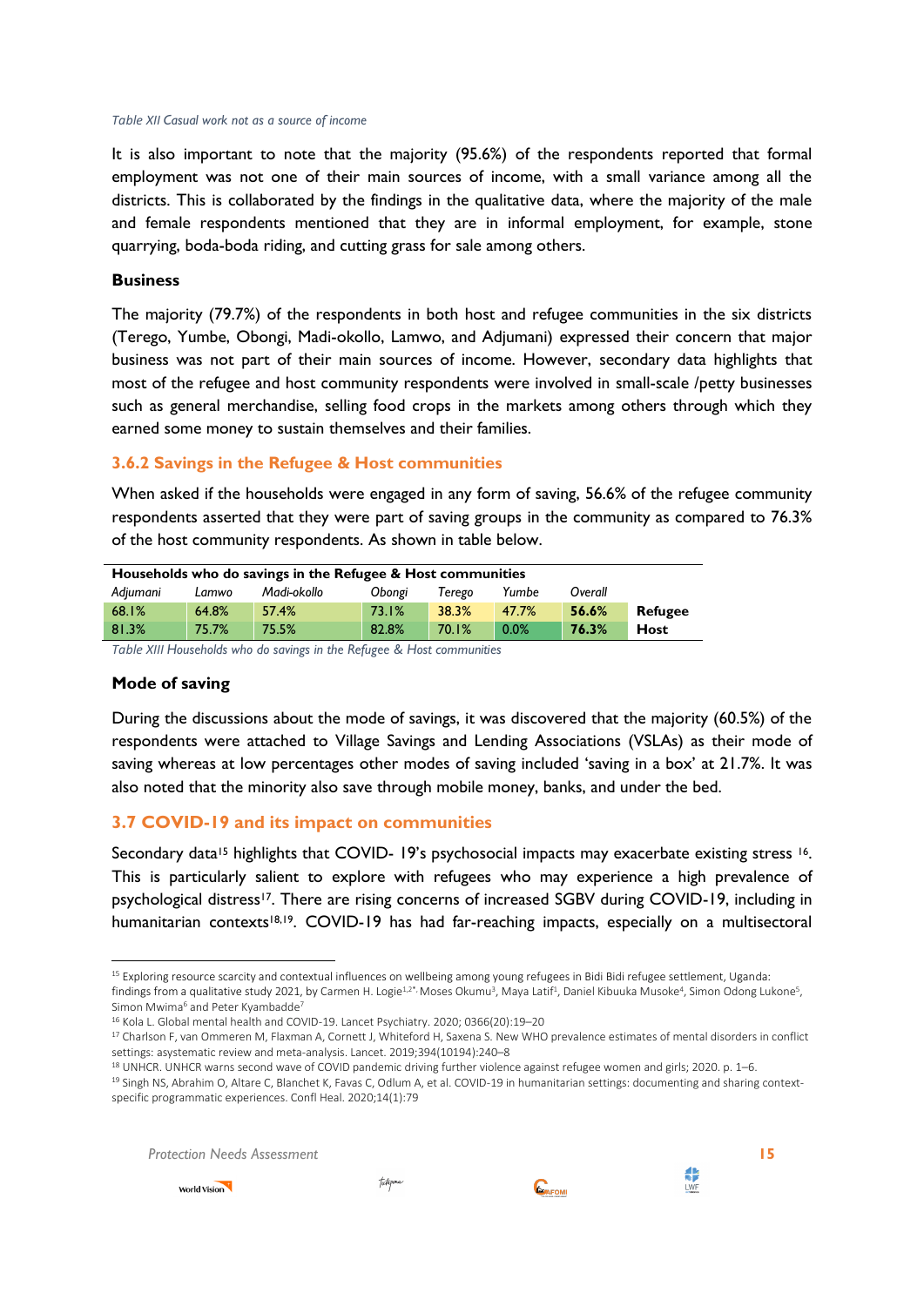*Table XII Casual work not as a source of income*

It is also important to note that the majority (95.6%) of the respondents reported that formal employment was not one of their main sources of income, with a small variance among all the districts. This is collaborated by the findings in the qualitative data, where the majority of the male and female respondents mentioned that they are in informal employment, for example, stone quarrying, boda-boda riding, and cutting grass for sale among others.

**Business**

The majority (79.7%) of the respondents in both host and refugee communities in the six districts (Terego, Yumbe, Obongi, Madi-okollo, Lamwo, and Adjumani) expressed their concern that major business was not part of their main sources of income. However, secondary data highlights that most of the refugee and host community respondents were involved in small-scale /petty businesses such as general merchandise, selling food crops in the markets among others through which they earned some money to sustain themselves and their families.

### 3.6.2 Savings in the Refugee & Host communities

When asked if the households were engaged in any form of saving, 56.6% of the refugee community respondents asserted that they were part of saving groups in the community as compared to 76.3% of the host community respondents. As shown in table below.

| **Households who do savings in the Refugee & Host communities** | | | | | | | |
|---|---|---|---|---|---|---|---|
| *Adjumani* | *Lamwo* | *Madi-okollo* | *Obongi* | *Terego* | *Yumbe* | *Overall* | |
| 68.1% | 64.8% | 57.4% | 73.1% | 38.3% | 47.7% | **56.6%** | **Refugee** |
| 81.3% | 75.7% | 75.5% | 82.8% | 70.1% | 0.0% | **76.3%** | **Host** |

*Table XIII Households who do savings in the Refugee & Host communities*

**Mode of saving**

During the discussions about the mode of savings, it was discovered that the majority (60.5%) of the respondents were attached to Village Savings and Lending Associations (VSLAs) as their mode of saving whereas at low percentages other modes of saving included 'saving in a box' at 21.7%. It was also noted that the minority also save through mobile money, banks, and under the bed.

## 3.7 COVID-19 and its impact on communities

Secondary data[15] highlights that COVID- 19's psychosocial impacts may exacerbate existing stress [16]. This is particularly salient to explore with refugees who may experience a high prevalence of psychological distress[17]. There are rising concerns of increased SGBV during COVID-19, including in humanitarian contexts[18,19]. COVID-19 has had far-reaching impacts, especially on a multisectoral

---

[15] Exploring resource scarcity and contextual influences on wellbeing among young refugees in Bidi Bidi refugee settlement, Uganda: findings from a qualitative study 2021, by Carmen H. Logie[1,2*,] Moses Okumu[3], Maya Latif[1], Daniel Kibuuka Musoke[4], Simon Odong Lukone[5], Simon Mwima[6] and Peter Kyambadde[7]

[16] Kola L. Global mental health and COVID-19. Lancet Psychiatry. 2020; 0366(20):19–20

[17] Charlson F, van Ommeren M, Flaxman A, Cornett J, Whiteford H, Saxena S. New WHO prevalence estimates of mental disorders in conflict settings: asystematic review and meta-analysis. Lancet. 2019;394(10194):240–8

[18] UNHCR. UNHCR warns second wave of COVID pandemic driving further violence against refugee women and girls; 2020. p. 1–6.

[19] Singh NS, Abrahim O, Altare C, Blanchet K, Favas C, Odlum A, et al. COVID-19 in humanitarian settings: documenting and sharing context-specific programmatic experiences. Confl Heal. 2020;14(1):79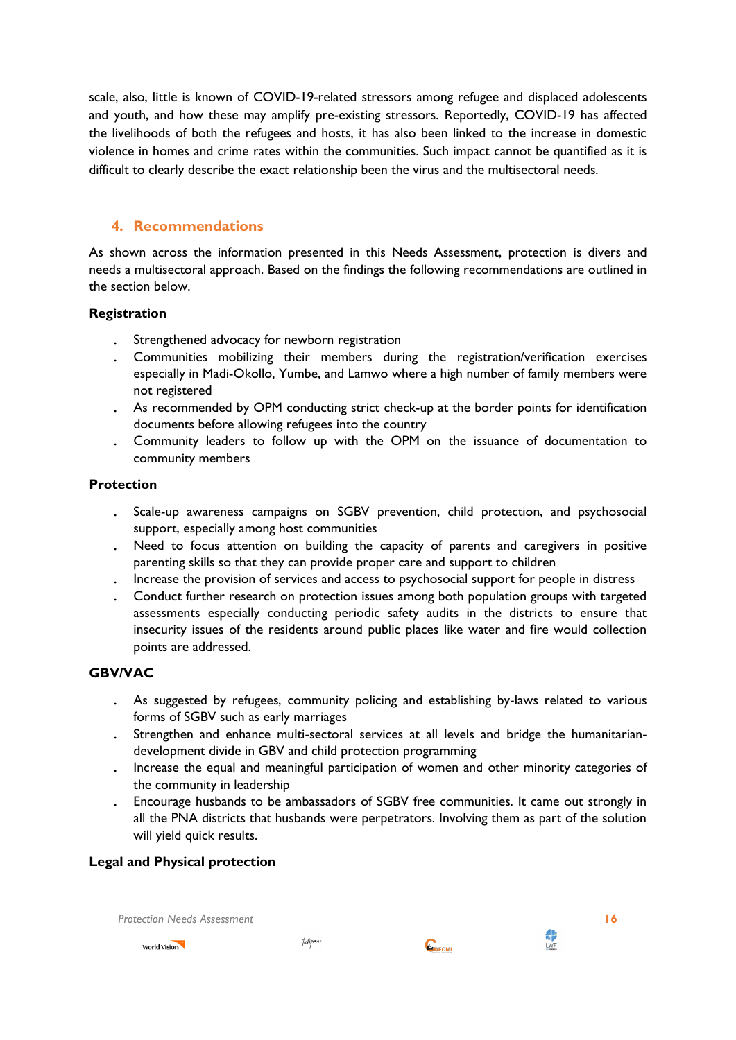scale, also, little is known of COVID-19-related stressors among refugee and displaced adolescents and youth, and how these may amplify pre-existing stressors. Reportedly, COVID-19 has affected the livelihoods of both the refugees and hosts, it has also been linked to the increase in domestic violence in homes and crime rates within the communities. Such impact cannot be quantified as it is difficult to clearly describe the exact relationship been the virus and the multisectoral needs.

## 4. Recommendations

As shown across the information presented in this Needs Assessment, protection is divers and needs a multisectoral approach. Based on the findings the following recommendations are outlined in the section below.

**Registration**

- Strengthened advocacy for newborn registration
- Communities mobilizing their members during the registration/verification exercises especially in Madi-Okollo, Yumbe, and Lamwo where a high number of family members were not registered
- As recommended by OPM conducting strict check-up at the border points for identification documents before allowing refugees into the country
- Community leaders to follow up with the OPM on the issuance of documentation to community members

**Protection**

- Scale-up awareness campaigns on SGBV prevention, child protection, and psychosocial support, especially among host communities
- Need to focus attention on building the capacity of parents and caregivers in positive parenting skills so that they can provide proper care and support to children
- Increase the provision of services and access to psychosocial support for people in distress
- Conduct further research on protection issues among both population groups with targeted assessments especially conducting periodic safety audits in the districts to ensure that insecurity issues of the residents around public places like water and fire would collection points are addressed.

**GBV/VAC**

- As suggested by refugees, community policing and establishing by-laws related to various forms of SGBV such as early marriages
- Strengthen and enhance multi-sectoral services at all levels and bridge the humanitarian-development divide in GBV and child protection programming
- Increase the equal and meaningful participation of women and other minority categories of the community in leadership
- Encourage husbands to be ambassadors of SGBV free communities. It came out strongly in all the PNA districts that husbands were perpetrators. Involving them as part of the solution will yield quick results.

**Legal and Physical protection**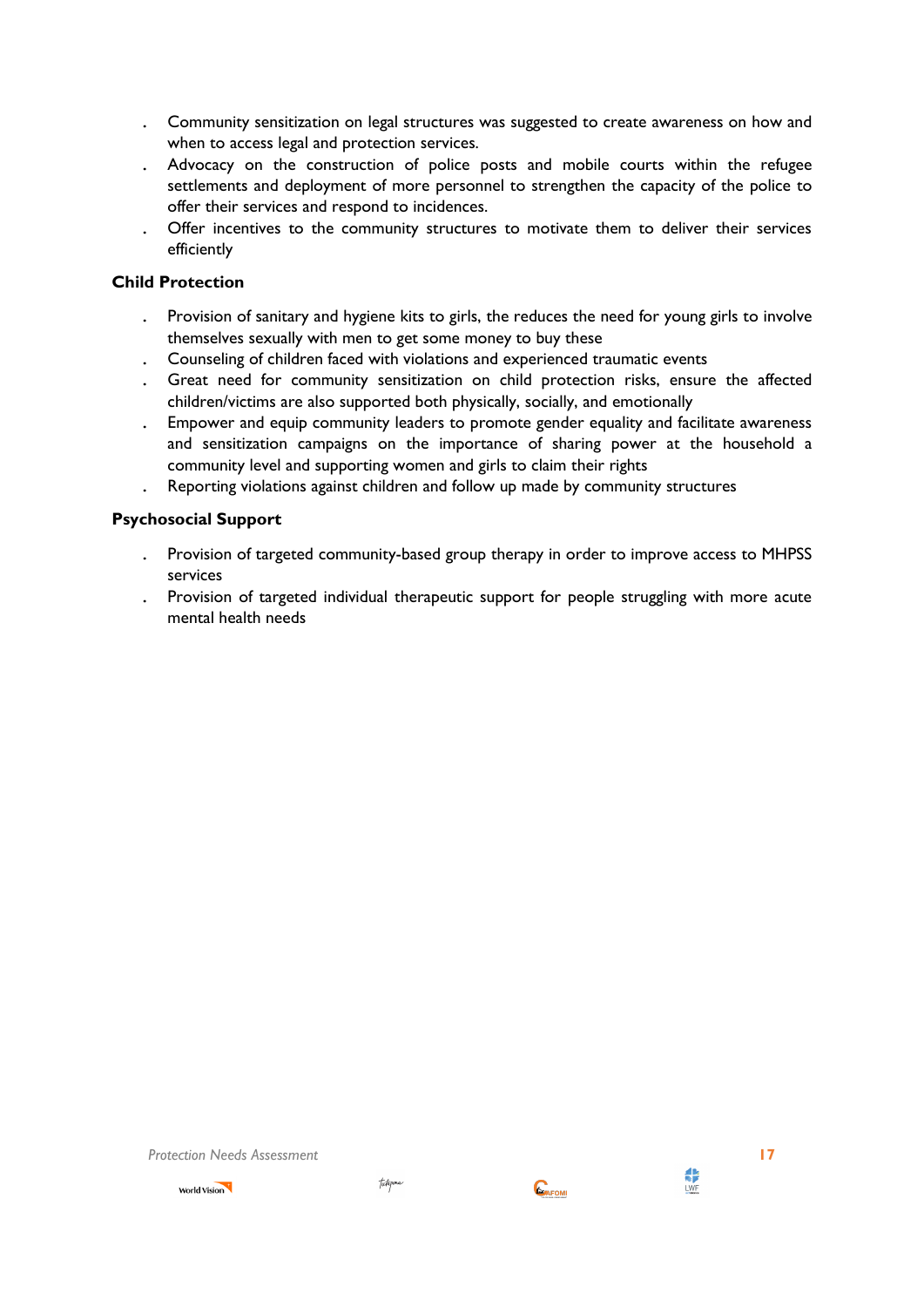- Community sensitization on legal structures was suggested to create awareness on how and when to access legal and protection services.
- Advocacy on the construction of police posts and mobile courts within the refugee settlements and deployment of more personnel to strengthen the capacity of the police to offer their services and respond to incidences.
- Offer incentives to the community structures to motivate them to deliver their services efficiently

**Child Protection**

- Provision of sanitary and hygiene kits to girls, the reduces the need for young girls to involve themselves sexually with men to get some money to buy these
- Counseling of children faced with violations and experienced traumatic events
- Great need for community sensitization on child protection risks, ensure the affected children/victims are also supported both physically, socially, and emotionally
- Empower and equip community leaders to promote gender equality and facilitate awareness and sensitization campaigns on the importance of sharing power at the household a community level and supporting women and girls to claim their rights
- Reporting violations against children and follow up made by community structures

**Psychosocial Support**

- Provision of targeted community-based group therapy in order to improve access to MHPSS services
- Provision of targeted individual therapeutic support for people struggling with more acute mental health needs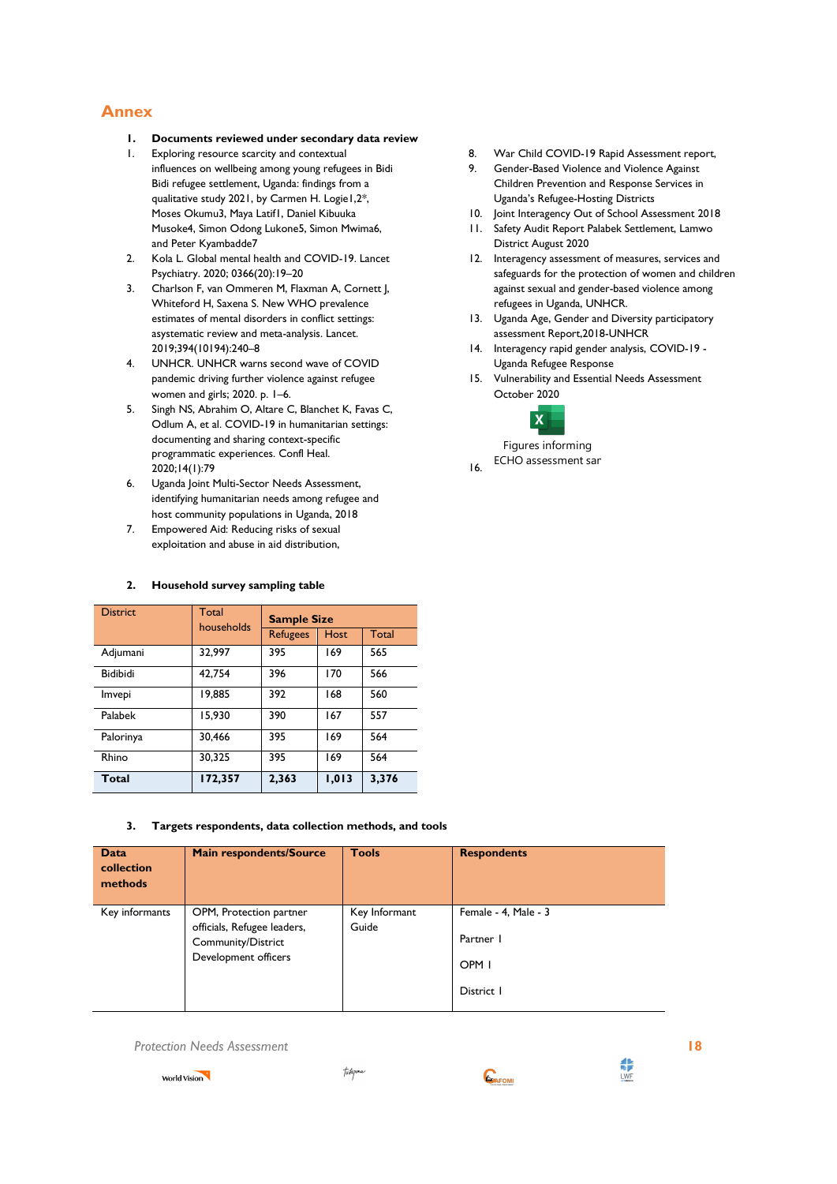## Annex

### 1. Documents reviewed under secondary data review

1. Exploring resource scarcity and contextual influences on wellbeing among young refugees in Bidi Bidi refugee settlement, Uganda: findings from a qualitative study 2021, by Carmen H. Logie1,2*, Moses Okumu3, Maya Latif1, Daniel Kibuuka Musoke4, Simon Odong Lukone5, Simon Mwima6, and Peter Kyambadde7
2. Kola L. Global mental health and COVID-19. Lancet Psychiatry. 2020; 0366(20):19–20
3. Charlson F, van Ommeren M, Flaxman A, Cornett J, Whiteford H, Saxena S. New WHO prevalence estimates of mental disorders in conflict settings: asystematic review and meta-analysis. Lancet. 2019;394(10194):240–8
4. UNHCR. UNHCR warns second wave of COVID pandemic driving further violence against refugee women and girls; 2020. p. 1–6.
5. Singh NS, Abrahim O, Altare C, Blanchet K, Favas C, Odlum A, et al. COVID-19 in humanitarian settings: documenting and sharing context-specific programmatic experiences. Confl Heal. 2020;14(1):79
6. Uganda Joint Multi-Sector Needs Assessment, identifying humanitarian needs among refugee and host community populations in Uganda, 2018
7. Empowered Aid: Reducing risks of sexual exploitation and abuse in aid distribution,
8. War Child COVID-19 Rapid Assessment report,
9. Gender-Based Violence and Violence Against Children Prevention and Response Services in Uganda's Refugee-Hosting Districts
10. Joint Interagency Out of School Assessment 2018
11. Safety Audit Report Palabek Settlement, Lamwo District August 2020
12. Interagency assessment of measures, services and safeguards for the protection of women and children against sexual and gender-based violence among refugees in Uganda, UNHCR.
13. Uganda Age, Gender and Diversity participatory assessment Report,2018-UNHCR
14. Interagency rapid gender analysis, COVID-19 - Uganda Refugee Response
15. Vulnerability and Essential Needs Assessment October 2020
16. Figures informing ECHO assessment sar

### 2. Household survey sampling table

| District | Total households | Sample Size | | |
|---|---|---|---|---|
| | | Refugees | Host | Total |
| Adjumani | 32,997 | 395 | 169 | 565 |
| Bidibidi | 42,754 | 396 | 170 | 566 |
| Imvepi | 19,885 | 392 | 168 | 560 |
| Palabek | 15,930 | 390 | 167 | 557 |
| Palorinya | 30,466 | 395 | 169 | 564 |
| Rhino | 30,325 | 395 | 169 | 564 |
| **Total** | **172,357** | **2,363** | **1,013** | **3,376** |

### 3. Targets respondents, data collection methods, and tools

| Data collection methods | Main respondents/Source | Tools | Respondents |
|---|---|---|---|
| Key informants | OPM, Protection partner officials, Refugee leaders, Community/District Development officers | Key Informant Guide | Female - 4, Male - 3<br><br>Partner 1<br><br>OPM 1<br><br>District 1 |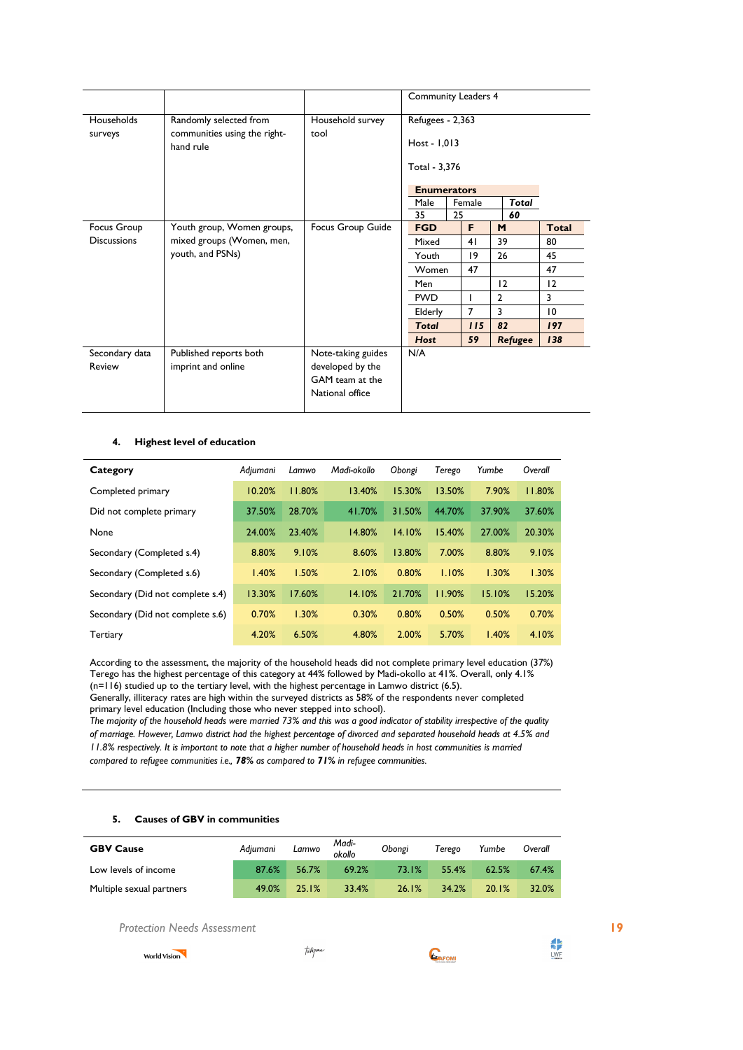| | | | Community Leaders 4 |
|---|---|---|---|
| Households surveys | Randomly selected from communities using the right-hand rule | Household survey tool | Refugees - 2,363<br><br>Host - 1,013<br><br>Total - 3,376<br><br>**Enumerators**: Male 35, Female 25, ***Total*** ***60*** |
| Focus Group Discussions | Youth group, Women groups, mixed groups (Women, men, youth, and PSNs) | Focus Group Guide | See FGD table below |
| Secondary data Review | Published reports both imprint and online | Note-taking guides developed by the GAM team at the National office | N/A |

| **Enumerators** | | |
|---|---|---|
| Male | Female | ***Total*** |
| 35 | 25 | ***60*** |

| **FGD** | **F** | **M** | **Total** |
|---|---|---|---|
| Mixed | 41 | 39 | 80 |
| Youth | 19 | 26 | 45 |
| Women | 47 | | 47 |
| Men | | 12 | 12 |
| PWD | 1 | 2 | 3 |
| Elderly | 7 | 3 | 10 |
| ***Total*** | ***115*** | ***82*** | ***197*** |
| ***Host*** | ***59*** | ***Refugee*** | ***138*** |

#### 4. Highest level of education

| **Category** | *Adjumani* | *Lamwo* | *Madi-okollo* | *Obongi* | *Terego* | *Yumbe* | *Overall* |
|---|---|---|---|---|---|---|---|
| Completed primary | 10.20% | 11.80% | 13.40% | 15.30% | 13.50% | 7.90% | 11.80% |
| Did not complete primary | 37.50% | 28.70% | 41.70% | 31.50% | 44.70% | 37.90% | 37.60% |
| None | 24.00% | 23.40% | 14.80% | 14.10% | 15.40% | 27.00% | 20.30% |
| Secondary (Completed s.4) | 8.80% | 9.10% | 8.60% | 13.80% | 7.00% | 8.80% | 9.10% |
| Secondary (Completed s.6) | 1.40% | 1.50% | 2.10% | 0.80% | 1.10% | 1.30% | 1.30% |
| Secondary (Did not complete s.4) | 13.30% | 17.60% | 14.10% | 21.70% | 11.90% | 15.10% | 15.20% |
| Secondary (Did not complete s.6) | 0.70% | 1.30% | 0.30% | 0.80% | 0.50% | 0.50% | 0.70% |
| Tertiary | 4.20% | 6.50% | 4.80% | 2.00% | 5.70% | 1.40% | 4.10% |

According to the assessment, the majority of the household heads did not complete primary level education (37%) Terego has the highest percentage of this category at 44% followed by Madi-okollo at 41%. Overall, only 4.1% (n=116) studied up to the tertiary level, with the highest percentage in Lamwo district (6.5).
Generally, illiteracy rates are high within the surveyed districts as 58% of the respondents never completed primary level education (Including those who never stepped into school).
*The majority of the household heads were married 73% and this was a good indicator of stability irrespective of the quality of marriage. However, Lamwo district had the highest percentage of divorced and separated household heads at 4.5% and 11.8% respectively. It is important to note that a higher number of household heads in host communities is married compared to refugee communities i.e.,* ***78%*** *as compared to* ***71%*** *in refugee communities.*

#### 5. Causes of GBV in communities

| **GBV Cause** | *Adjumani* | *Lamwo* | *Madi-okollo* | *Obongi* | *Terego* | *Yumbe* | *Overall* |
|---|---|---|---|---|---|---|---|
| Low levels of income | 87.6% | 56.7% | 69.2% | 73.1% | 55.4% | 62.5% | 67.4% |
| Multiple sexual partners | 49.0% | 25.1% | 33.4% | 26.1% | 34.2% | 20.1% | 32.0% |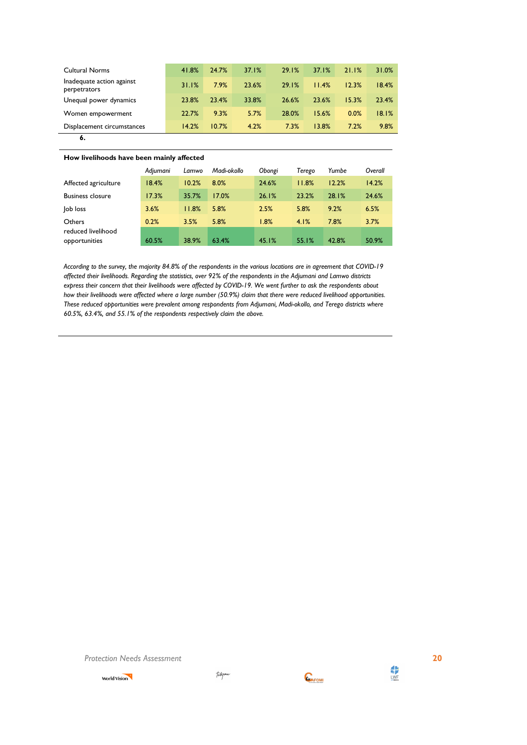| | | | | | | | |
|---|---|---|---|---|---|---|---|
| Cultural Norms | 41.8% | 24.7% | 37.1% | 29.1% | 37.1% | 21.1% | 31.0% |
| Inadequate action against perpetrators | 31.1% | 7.9% | 23.6% | 29.1% | 11.4% | 12.3% | 18.4% |
| Unequal power dynamics | 23.8% | 23.4% | 33.8% | 26.6% | 23.6% | 15.3% | 23.4% |
| Women empowerment | 22.7% | 9.3% | 5.7% | 28.0% | 15.6% | 0.0% | 18.1% |
| Displacement circumstances | 14.2% | 10.7% | 4.2% | 7.3% | 13.8% | 7.2% | 9.8% |

**6.**

**How livelihoods have been mainly affected**

| | *Adjumani* | *Lamwo* | *Madi-okollo* | *Obongi* | *Terego* | *Yumbe* | *Overall* |
|---|---|---|---|---|---|---|---|
| Affected agriculture | 18.4% | 10.2% | 8.0% | 24.6% | 11.8% | 12.2% | 14.2% |
| Business closure | 17.3% | 35.7% | 17.0% | 26.1% | 23.2% | 28.1% | 24.6% |
| Job loss | 3.6% | 11.8% | 5.8% | 2.5% | 5.8% | 9.2% | 6.5% |
| Others | 0.2% | 3.5% | 5.8% | 1.8% | 4.1% | 7.8% | 3.7% |
| reduced livelihood opportunities | 60.5% | 38.9% | 63.4% | 45.1% | 55.1% | 42.8% | 50.9% |

*According to the survey, the majority 84.8% of the respondents in the various locations are in agreement that COVID-19 affected their livelihoods. Regarding the statistics, over 92% of the respondents in the Adjumani and Lamwo districts express their concern that their livelihoods were affected by COVID-19. We went further to ask the respondents about how their livelihoods were affected where a large number (50.9%) claim that there were reduced livelihood opportunities. These reduced opportunities were prevalent among respondents from Adjumani, Madi-okollo, and Terego districts where 60.5%, 63.4%, and 55.1% of the respondents respectively claim the above.*